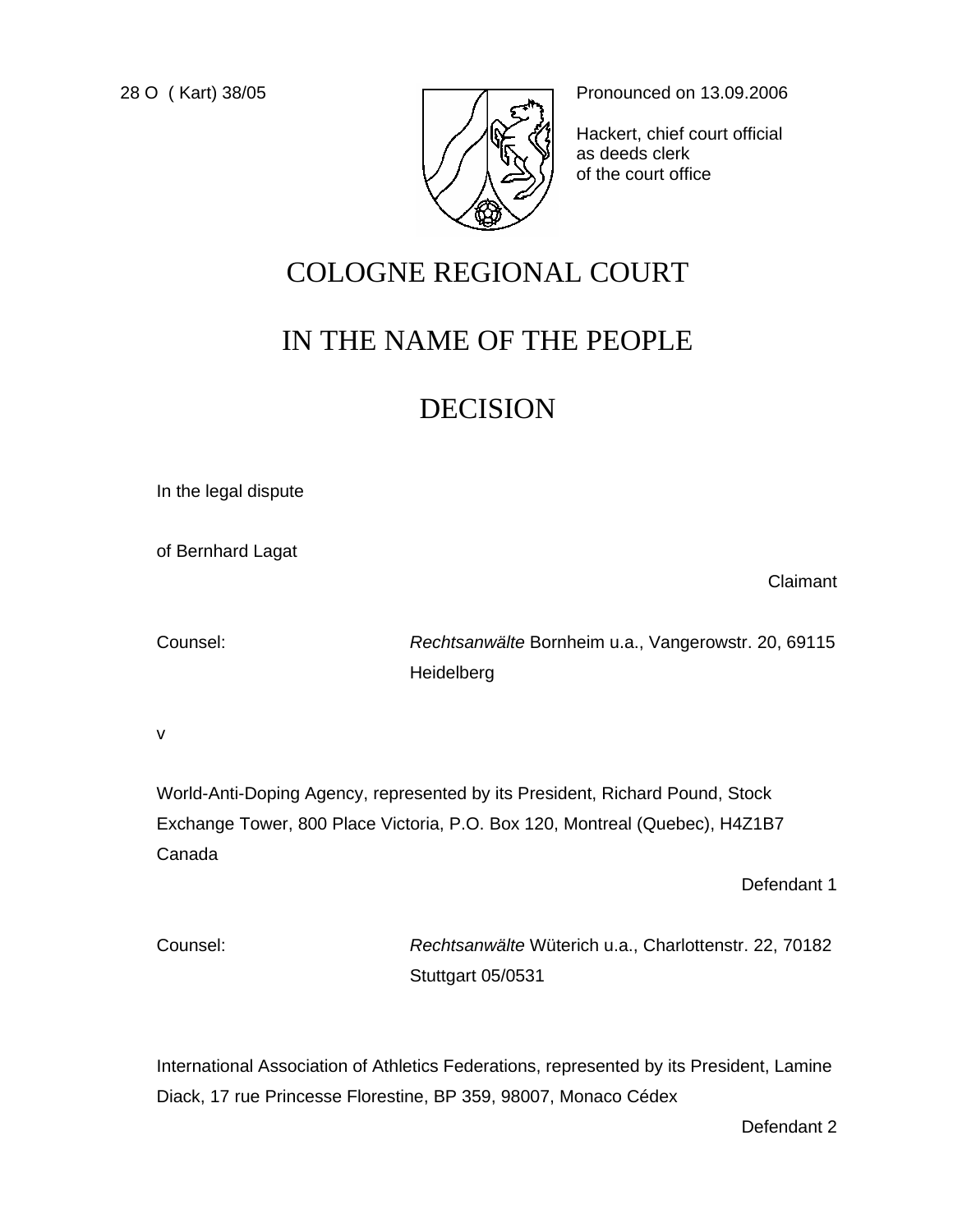28 O ( Kart) 38/05

Pronounced on 13.09.2006

Hackert, chief court official
as deeds clerk
of the court office

# COLOGNE REGIONAL COURT

# IN THE NAME OF THE PEOPLE

# DECISION

In the legal dispute

of Bernhard Lagat

Claimant

Counsel: *Rechtsanwälte* Bornheim u.a., Vangerowstr. 20, 69115 Heidelberg

v

World-Anti-Doping Agency, represented by its President, Richard Pound, Stock Exchange Tower, 800 Place Victoria, P.O. Box 120, Montreal (Quebec), H4Z1B7 Canada

Defendant 1

Counsel: *Rechtsanwälte* Wüterich u.a., Charlottenstr. 22, 70182 Stuttgart 05/0531

International Association of Athletics Federations, represented by its President, Lamine Diack, 17 rue Princesse Florestine, BP 359, 98007, Monaco Cédex

Defendant 2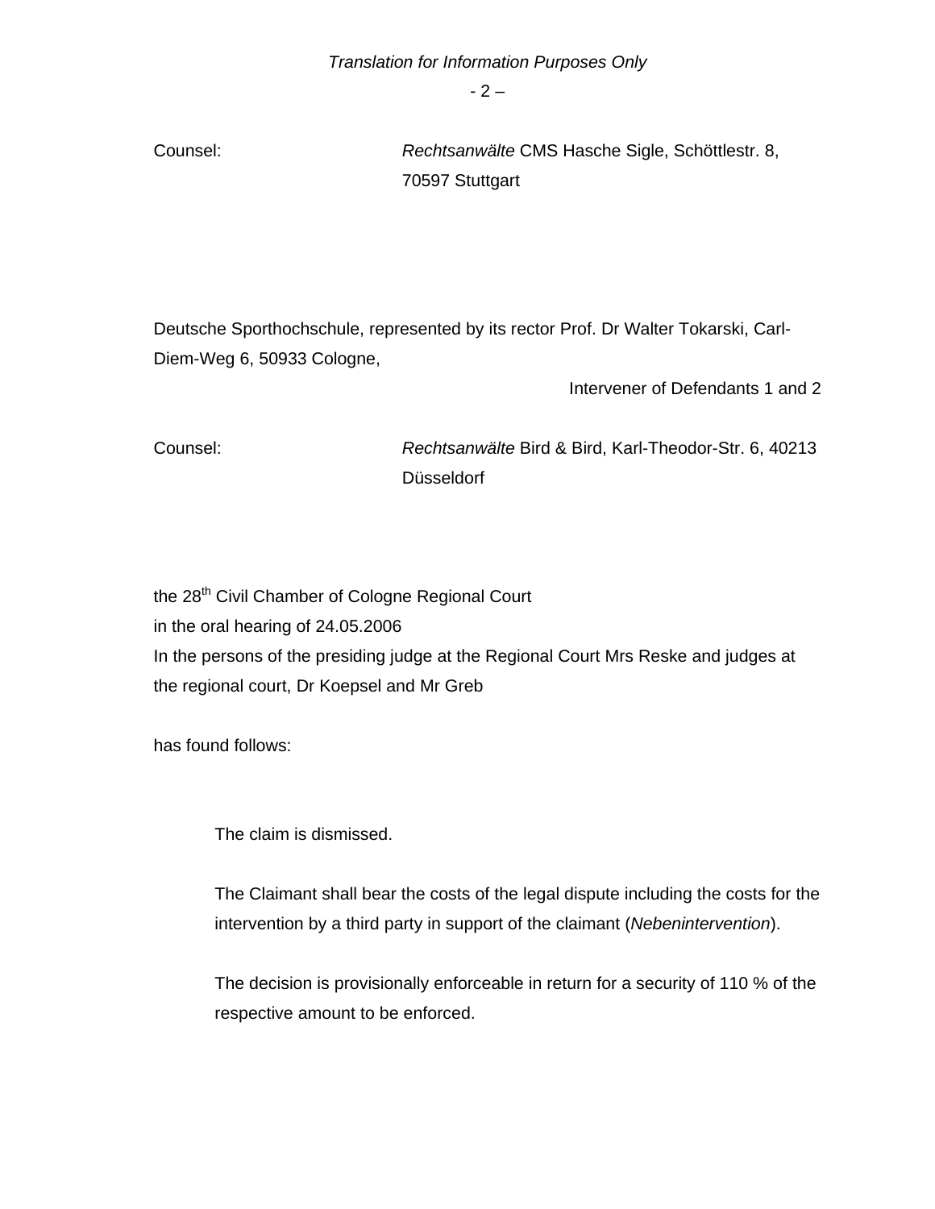Counsel: *Rechtsanwälte* CMS Hasche Sigle, Schöttlestr. 8, 70597 Stuttgart

Deutsche Sporthochschule, represented by its rector Prof. Dr Walter Tokarski, Carl-Diem-Weg 6, 50933 Cologne,

Intervener of Defendants 1 and 2

Counsel: *Rechtsanwälte* Bird & Bird, Karl-Theodor-Str. 6, 40213 Düsseldorf

the 28th Civil Chamber of Cologne Regional Court
in the oral hearing of 24.05.2006
In the persons of the presiding judge at the Regional Court Mrs Reske and judges at the regional court, Dr Koepsel and Mr Greb

has found follows:

> The claim is dismissed.
>
> The Claimant shall bear the costs of the legal dispute including the costs for the intervention by a third party in support of the claimant (*Nebenintervention*).
>
> The decision is provisionally enforceable in return for a security of 110 % of the respective amount to be enforced.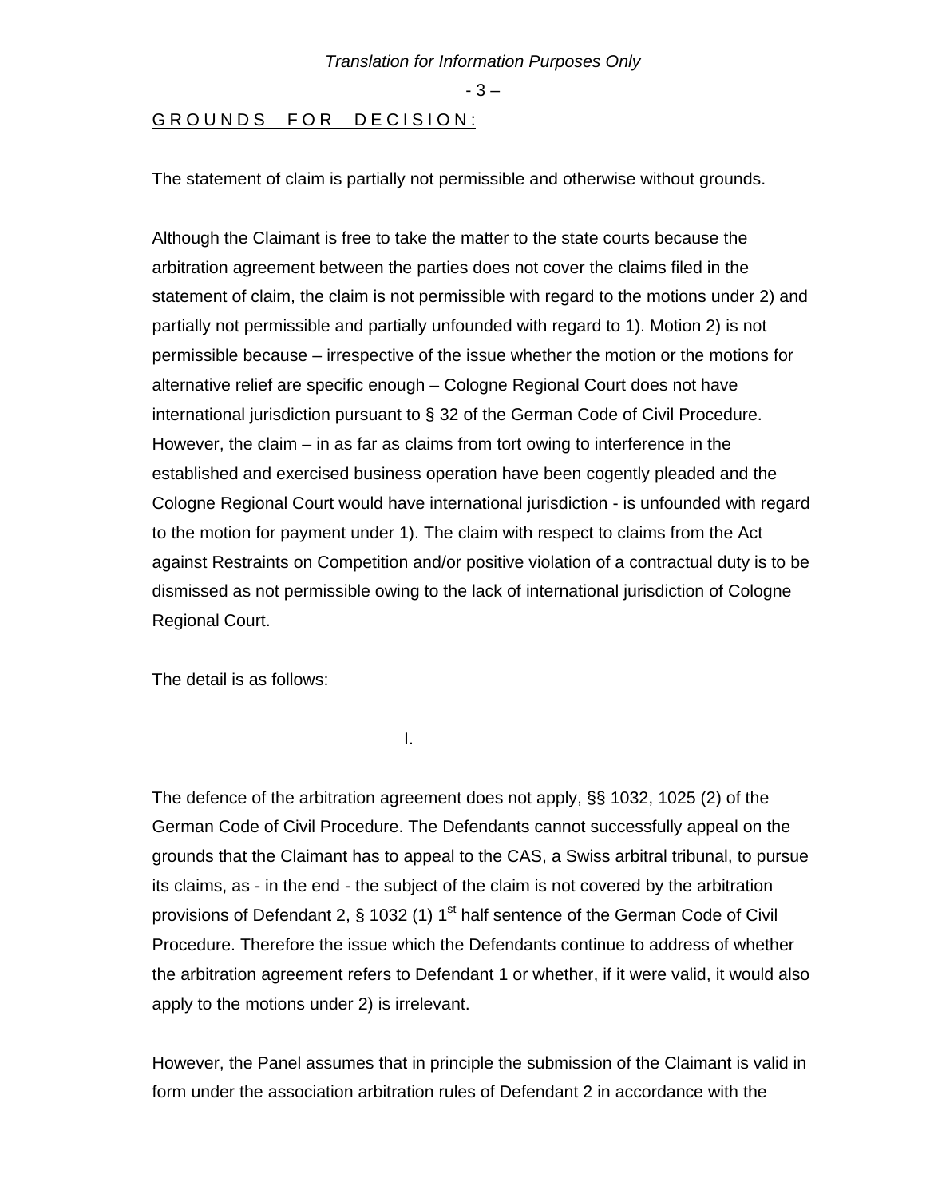## GROUNDS FOR DECISION:

The statement of claim is partially not permissible and otherwise without grounds.

Although the Claimant is free to take the matter to the state courts because the arbitration agreement between the parties does not cover the claims filed in the statement of claim, the claim is not permissible with regard to the motions under 2) and partially not permissible and partially unfounded with regard to 1). Motion 2) is not permissible because – irrespective of the issue whether the motion or the motions for alternative relief are specific enough – Cologne Regional Court does not have international jurisdiction pursuant to § 32 of the German Code of Civil Procedure. However, the claim – in as far as claims from tort owing to interference in the established and exercised business operation have been cogently pleaded and the Cologne Regional Court would have international jurisdiction - is unfounded with regard to the motion for payment under 1). The claim with respect to claims from the Act against Restraints on Competition and/or positive violation of a contractual duty is to be dismissed as not permissible owing to the lack of international jurisdiction of Cologne Regional Court.

The detail is as follows:

I.

The defence of the arbitration agreement does not apply, §§ 1032, 1025 (2) of the German Code of Civil Procedure. The Defendants cannot successfully appeal on the grounds that the Claimant has to appeal to the CAS, a Swiss arbitral tribunal, to pursue its claims, as - in the end - the subject of the claim is not covered by the arbitration provisions of Defendant 2, § 1032 (1) 1st half sentence of the German Code of Civil Procedure. Therefore the issue which the Defendants continue to address of whether the arbitration agreement refers to Defendant 1 or whether, if it were valid, it would also apply to the motions under 2) is irrelevant.

However, the Panel assumes that in principle the submission of the Claimant is valid in form under the association arbitration rules of Defendant 2 in accordance with the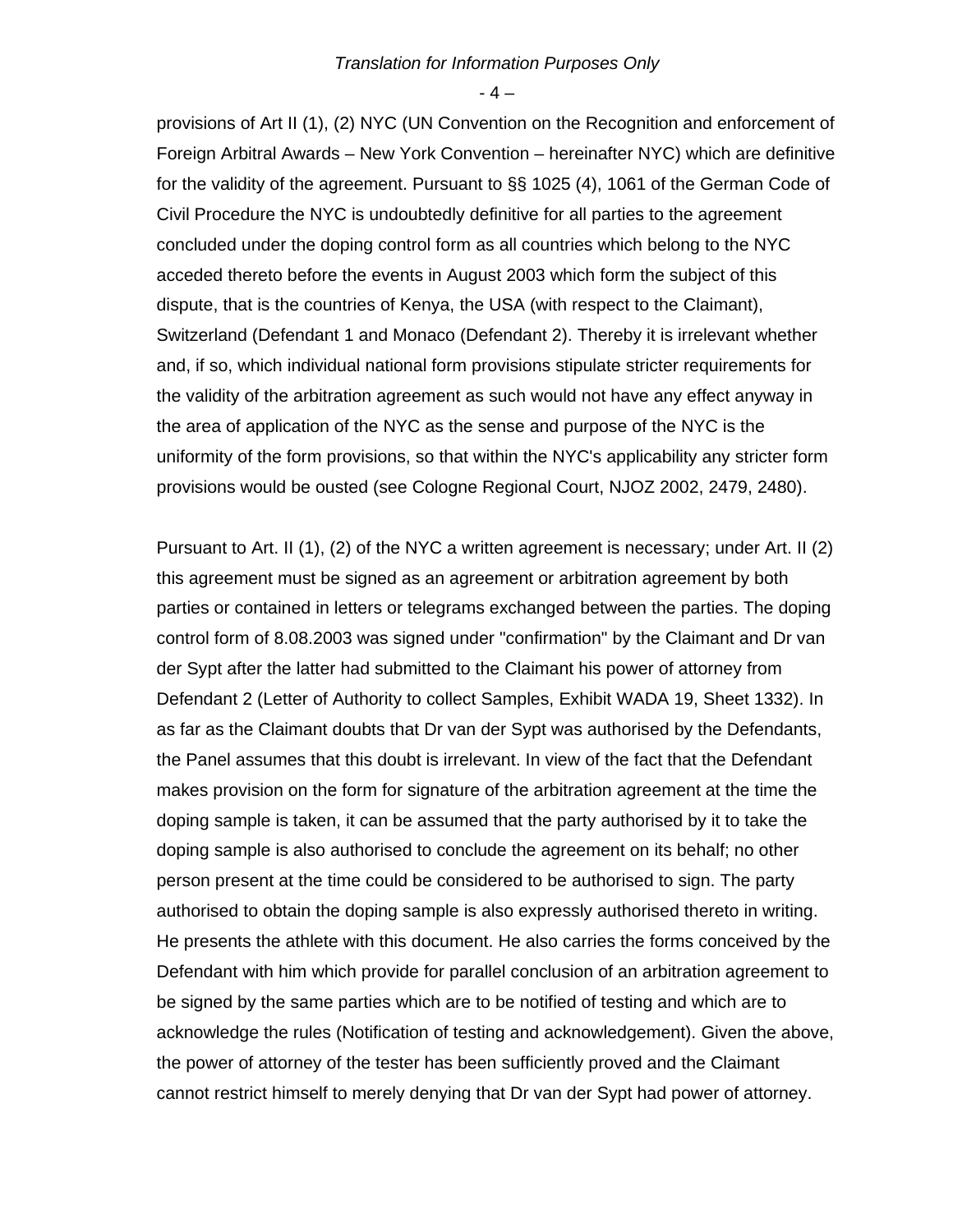provisions of Art II (1), (2) NYC (UN Convention on the Recognition and enforcement of Foreign Arbitral Awards – New York Convention – hereinafter NYC) which are definitive for the validity of the agreement. Pursuant to §§ 1025 (4), 1061 of the German Code of Civil Procedure the NYC is undoubtedly definitive for all parties to the agreement concluded under the doping control form as all countries which belong to the NYC acceded thereto before the events in August 2003 which form the subject of this dispute, that is the countries of Kenya, the USA (with respect to the Claimant), Switzerland (Defendant 1 and Monaco (Defendant 2). Thereby it is irrelevant whether and, if so, which individual national form provisions stipulate stricter requirements for the validity of the arbitration agreement as such would not have any effect anyway in the area of application of the NYC as the sense and purpose of the NYC is the uniformity of the form provisions, so that within the NYC's applicability any stricter form provisions would be ousted (see Cologne Regional Court, NJOZ 2002, 2479, 2480).

Pursuant to Art. II (1), (2) of the NYC a written agreement is necessary; under Art. II (2) this agreement must be signed as an agreement or arbitration agreement by both parties or contained in letters or telegrams exchanged between the parties. The doping control form of 8.08.2003 was signed under "confirmation" by the Claimant and Dr van der Sypt after the latter had submitted to the Claimant his power of attorney from Defendant 2 (Letter of Authority to collect Samples, Exhibit WADA 19, Sheet 1332). In as far as the Claimant doubts that Dr van der Sypt was authorised by the Defendants, the Panel assumes that this doubt is irrelevant. In view of the fact that the Defendant makes provision on the form for signature of the arbitration agreement at the time the doping sample is taken, it can be assumed that the party authorised by it to take the doping sample is also authorised to conclude the agreement on its behalf; no other person present at the time could be considered to be authorised to sign. The party authorised to obtain the doping sample is also expressly authorised thereto in writing. He presents the athlete with this document. He also carries the forms conceived by the Defendant with him which provide for parallel conclusion of an arbitration agreement to be signed by the same parties which are to be notified of testing and which are to acknowledge the rules (Notification of testing and acknowledgement). Given the above, the power of attorney of the tester has been sufficiently proved and the Claimant cannot restrict himself to merely denying that Dr van der Sypt had power of attorney.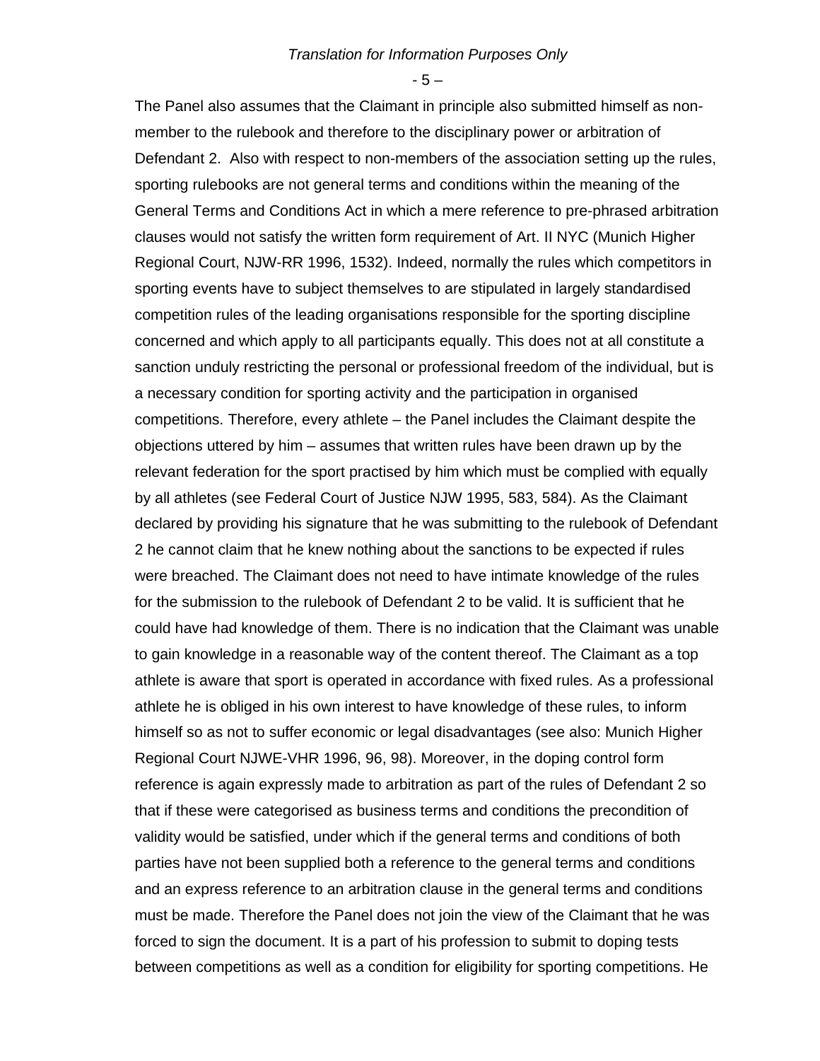The Panel also assumes that the Claimant in principle also submitted himself as non-member to the rulebook and therefore to the disciplinary power or arbitration of Defendant 2. Also with respect to non-members of the association setting up the rules, sporting rulebooks are not general terms and conditions within the meaning of the General Terms and Conditions Act in which a mere reference to pre-phrased arbitration clauses would not satisfy the written form requirement of Art. II NYC (Munich Higher Regional Court, NJW-RR 1996, 1532). Indeed, normally the rules which competitors in sporting events have to subject themselves to are stipulated in largely standardised competition rules of the leading organisations responsible for the sporting discipline concerned and which apply to all participants equally. This does not at all constitute a sanction unduly restricting the personal or professional freedom of the individual, but is a necessary condition for sporting activity and the participation in organised competitions. Therefore, every athlete – the Panel includes the Claimant despite the objections uttered by him – assumes that written rules have been drawn up by the relevant federation for the sport practised by him which must be complied with equally by all athletes (see Federal Court of Justice NJW 1995, 583, 584). As the Claimant declared by providing his signature that he was submitting to the rulebook of Defendant 2 he cannot claim that he knew nothing about the sanctions to be expected if rules were breached. The Claimant does not need to have intimate knowledge of the rules for the submission to the rulebook of Defendant 2 to be valid. It is sufficient that he could have had knowledge of them. There is no indication that the Claimant was unable to gain knowledge in a reasonable way of the content thereof. The Claimant as a top athlete is aware that sport is operated in accordance with fixed rules. As a professional athlete he is obliged in his own interest to have knowledge of these rules, to inform himself so as not to suffer economic or legal disadvantages (see also: Munich Higher Regional Court NJWE-VHR 1996, 96, 98). Moreover, in the doping control form reference is again expressly made to arbitration as part of the rules of Defendant 2 so that if these were categorised as business terms and conditions the precondition of validity would be satisfied, under which if the general terms and conditions of both parties have not been supplied both a reference to the general terms and conditions and an express reference to an arbitration clause in the general terms and conditions must be made. Therefore the Panel does not join the view of the Claimant that he was forced to sign the document. It is a part of his profession to submit to doping tests between competitions as well as a condition for eligibility for sporting competitions. He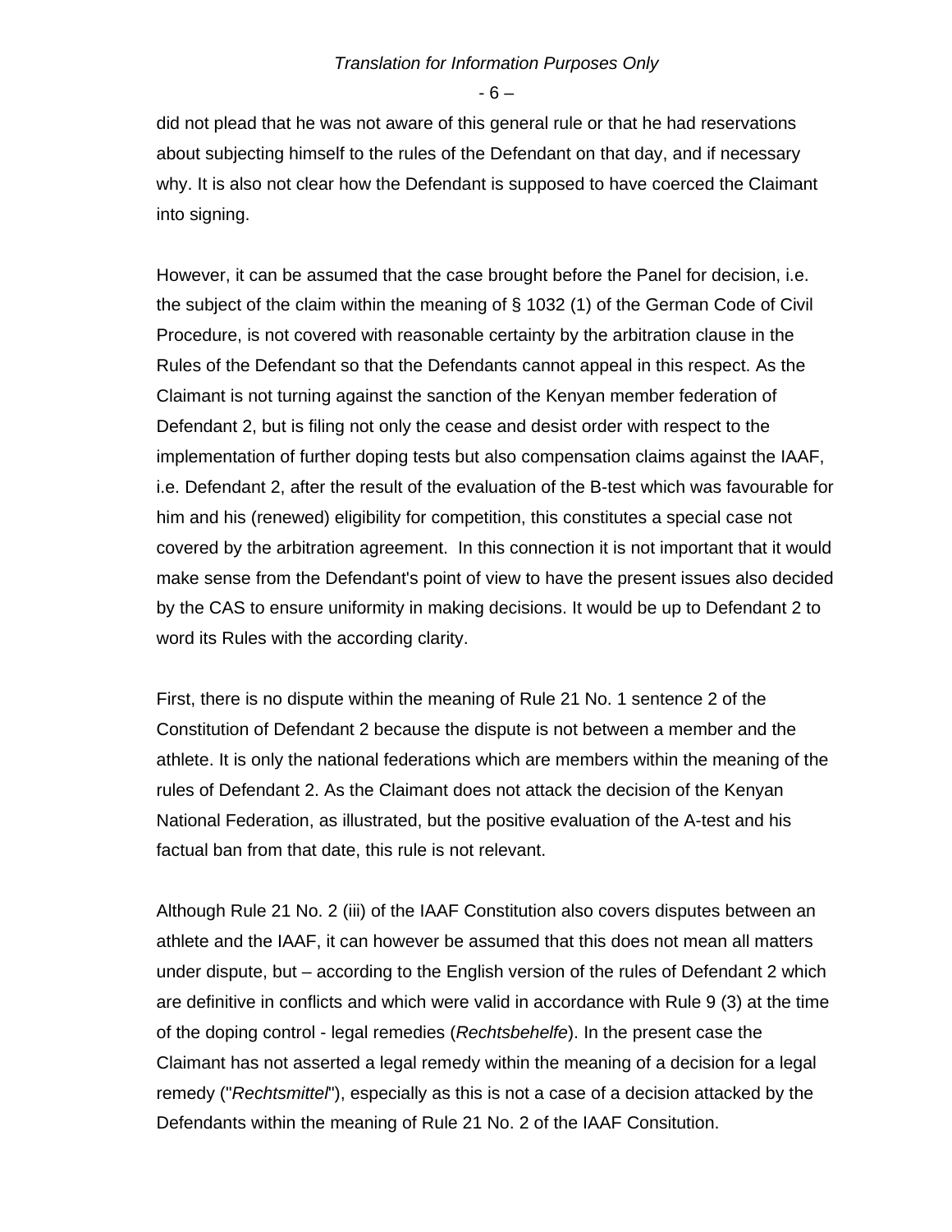did not plead that he was not aware of this general rule or that he had reservations about subjecting himself to the rules of the Defendant on that day, and if necessary why. It is also not clear how the Defendant is supposed to have coerced the Claimant into signing.

However, it can be assumed that the case brought before the Panel for decision, i.e. the subject of the claim within the meaning of § 1032 (1) of the German Code of Civil Procedure, is not covered with reasonable certainty by the arbitration clause in the Rules of the Defendant so that the Defendants cannot appeal in this respect. As the Claimant is not turning against the sanction of the Kenyan member federation of Defendant 2, but is filing not only the cease and desist order with respect to the implementation of further doping tests but also compensation claims against the IAAF, i.e. Defendant 2, after the result of the evaluation of the B-test which was favourable for him and his (renewed) eligibility for competition, this constitutes a special case not covered by the arbitration agreement. In this connection it is not important that it would make sense from the Defendant's point of view to have the present issues also decided by the CAS to ensure uniformity in making decisions. It would be up to Defendant 2 to word its Rules with the according clarity.

First, there is no dispute within the meaning of Rule 21 No. 1 sentence 2 of the Constitution of Defendant 2 because the dispute is not between a member and the athlete. It is only the national federations which are members within the meaning of the rules of Defendant 2. As the Claimant does not attack the decision of the Kenyan National Federation, as illustrated, but the positive evaluation of the A-test and his factual ban from that date, this rule is not relevant.

Although Rule 21 No. 2 (iii) of the IAAF Constitution also covers disputes between an athlete and the IAAF, it can however be assumed that this does not mean all matters under dispute, but – according to the English version of the rules of Defendant 2 which are definitive in conflicts and which were valid in accordance with Rule 9 (3) at the time of the doping control - legal remedies (*Rechtsbehelfe*). In the present case the Claimant has not asserted a legal remedy within the meaning of a decision for a legal remedy ("*Rechtsmittel*"), especially as this is not a case of a decision attacked by the Defendants within the meaning of Rule 21 No. 2 of the IAAF Consitution.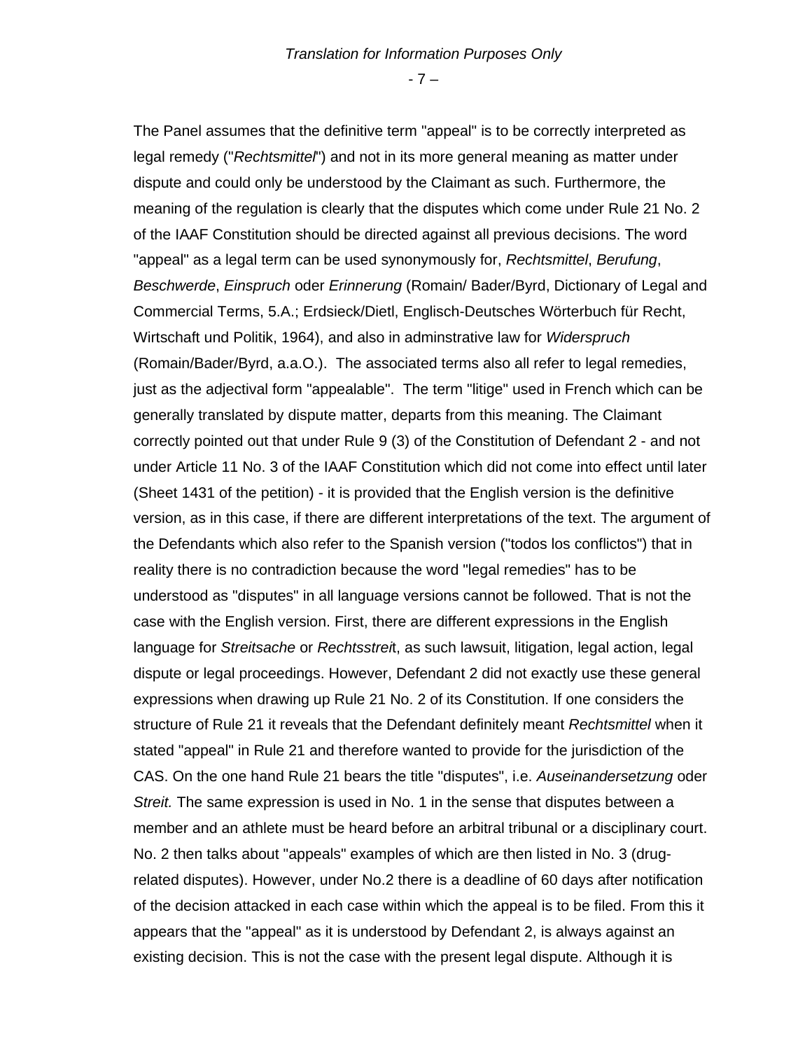The Panel assumes that the definitive term "appeal" is to be correctly interpreted as legal remedy ("*Rechtsmittel*") and not in its more general meaning as matter under dispute and could only be understood by the Claimant as such. Furthermore, the meaning of the regulation is clearly that the disputes which come under Rule 21 No. 2 of the IAAF Constitution should be directed against all previous decisions. The word "appeal" as a legal term can be used synonymously for, *Rechtsmittel*, *Berufung*, *Beschwerde*, *Einspruch* oder *Erinnerung* (Romain/ Bader/Byrd, Dictionary of Legal and Commercial Terms, 5.A.; Erdsieck/Dietl, Englisch-Deutsches Wörterbuch für Recht, Wirtschaft und Politik, 1964), and also in adminstrative law for *Widerspruch* (Romain/Bader/Byrd, a.a.O.). The associated terms also all refer to legal remedies, just as the adjectival form "appealable". The term "litige" used in French which can be generally translated by dispute matter, departs from this meaning. The Claimant correctly pointed out that under Rule 9 (3) of the Constitution of Defendant 2 - and not under Article 11 No. 3 of the IAAF Constitution which did not come into effect until later (Sheet 1431 of the petition) - it is provided that the English version is the definitive version, as in this case, if there are different interpretations of the text. The argument of the Defendants which also refer to the Spanish version ("todos los conflictos") that in reality there is no contradiction because the word "legal remedies" has to be understood as "disputes" in all language versions cannot be followed. That is not the case with the English version. First, there are different expressions in the English language for *Streitsache* or *Rechtsstreit*, as such lawsuit, litigation, legal action, legal dispute or legal proceedings. However, Defendant 2 did not exactly use these general expressions when drawing up Rule 21 No. 2 of its Constitution. If one considers the structure of Rule 21 it reveals that the Defendant definitely meant *Rechtsmittel* when it stated "appeal" in Rule 21 and therefore wanted to provide for the jurisdiction of the CAS. On the one hand Rule 21 bears the title "disputes", i.e. *Auseinandersetzung* oder *Streit.* The same expression is used in No. 1 in the sense that disputes between a member and an athlete must be heard before an arbitral tribunal or a disciplinary court. No. 2 then talks about "appeals" examples of which are then listed in No. 3 (drug-related disputes). However, under No.2 there is a deadline of 60 days after notification of the decision attacked in each case within which the appeal is to be filed. From this it appears that the "appeal" as it is understood by Defendant 2, is always against an existing decision. This is not the case with the present legal dispute. Although it is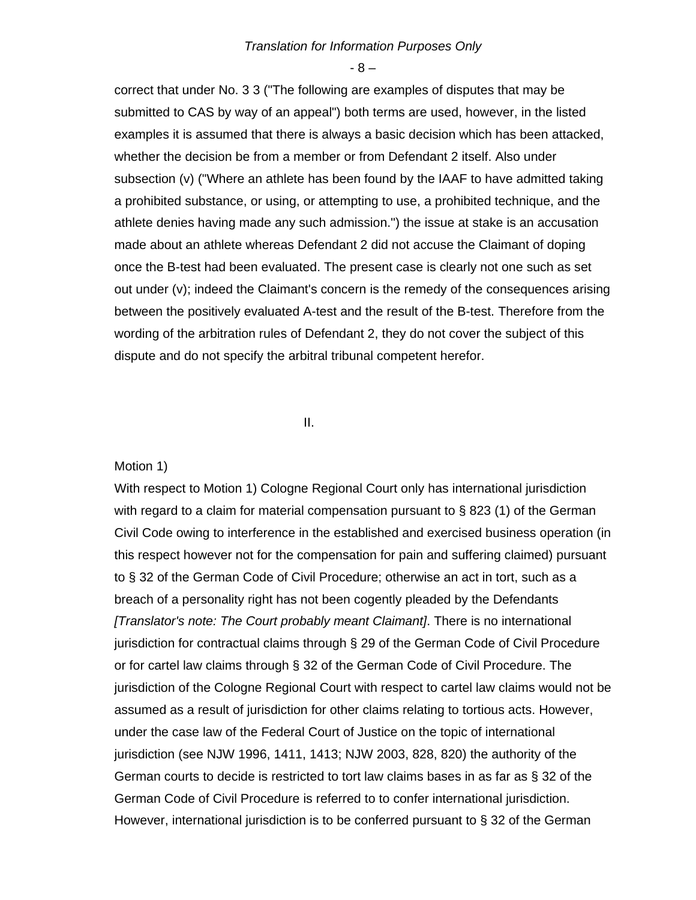correct that under No. 3 3 ("The following are examples of disputes that may be submitted to CAS by way of an appeal") both terms are used, however, in the listed examples it is assumed that there is always a basic decision which has been attacked, whether the decision be from a member or from Defendant 2 itself. Also under subsection (v) ("Where an athlete has been found by the IAAF to have admitted taking a prohibited substance, or using, or attempting to use, a prohibited technique, and the athlete denies having made any such admission.") the issue at stake is an accusation made about an athlete whereas Defendant 2 did not accuse the Claimant of doping once the B-test had been evaluated. The present case is clearly not one such as set out under (v); indeed the Claimant's concern is the remedy of the consequences arising between the positively evaluated A-test and the result of the B-test. Therefore from the wording of the arbitration rules of Defendant 2, they do not cover the subject of this dispute and do not specify the arbitral tribunal competent herefor.

## II.

Motion 1)

With respect to Motion 1) Cologne Regional Court only has international jurisdiction with regard to a claim for material compensation pursuant to § 823 (1) of the German Civil Code owing to interference in the established and exercised business operation (in this respect however not for the compensation for pain and suffering claimed) pursuant to § 32 of the German Code of Civil Procedure; otherwise an act in tort, such as a breach of a personality right has not been cogently pleaded by the Defendants *[Translator's note: The Court probably meant Claimant]*. There is no international jurisdiction for contractual claims through § 29 of the German Code of Civil Procedure or for cartel law claims through § 32 of the German Code of Civil Procedure. The jurisdiction of the Cologne Regional Court with respect to cartel law claims would not be assumed as a result of jurisdiction for other claims relating to tortious acts. However, under the case law of the Federal Court of Justice on the topic of international jurisdiction (see NJW 1996, 1411, 1413; NJW 2003, 828, 820) the authority of the German courts to decide is restricted to tort law claims bases in as far as § 32 of the German Code of Civil Procedure is referred to to confer international jurisdiction. However, international jurisdiction is to be conferred pursuant to § 32 of the German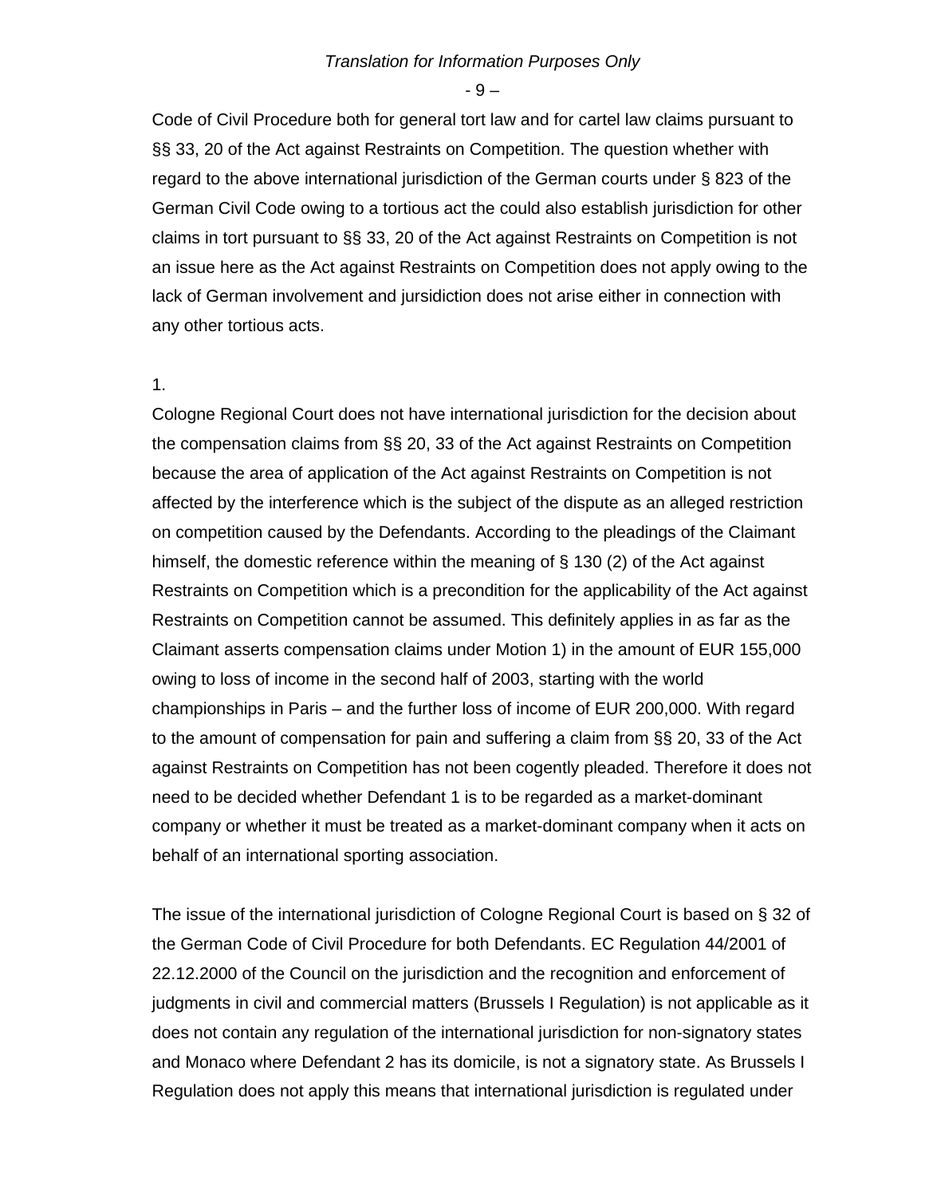Code of Civil Procedure both for general tort law and for cartel law claims pursuant to §§ 33, 20 of the Act against Restraints on Competition. The question whether with regard to the above international jurisdiction of the German courts under § 823 of the German Civil Code owing to a tortious act the could also establish jurisdiction for other claims in tort pursuant to §§ 33, 20 of the Act against Restraints on Competition is not an issue here as the Act against Restraints on Competition does not apply owing to the lack of German involvement and jursidiction does not arise either in connection with any other tortious acts.

1.

Cologne Regional Court does not have international jurisdiction for the decision about the compensation claims from §§ 20, 33 of the Act against Restraints on Competition because the area of application of the Act against Restraints on Competition is not affected by the interference which is the subject of the dispute as an alleged restriction on competition caused by the Defendants. According to the pleadings of the Claimant himself, the domestic reference within the meaning of § 130 (2) of the Act against Restraints on Competition which is a precondition for the applicability of the Act against Restraints on Competition cannot be assumed. This definitely applies in as far as the Claimant asserts compensation claims under Motion 1) in the amount of EUR 155,000 owing to loss of income in the second half of 2003, starting with the world championships in Paris – and the further loss of income of EUR 200,000. With regard to the amount of compensation for pain and suffering a claim from §§ 20, 33 of the Act against Restraints on Competition has not been cogently pleaded. Therefore it does not need to be decided whether Defendant 1 is to be regarded as a market-dominant company or whether it must be treated as a market-dominant company when it acts on behalf of an international sporting association.

The issue of the international jurisdiction of Cologne Regional Court is based on § 32 of the German Code of Civil Procedure for both Defendants. EC Regulation 44/2001 of 22.12.2000 of the Council on the jurisdiction and the recognition and enforcement of judgments in civil and commercial matters (Brussels I Regulation) is not applicable as it does not contain any regulation of the international jurisdiction for non-signatory states and Monaco where Defendant 2 has its domicile, is not a signatory state. As Brussels I Regulation does not apply this means that international jurisdiction is regulated under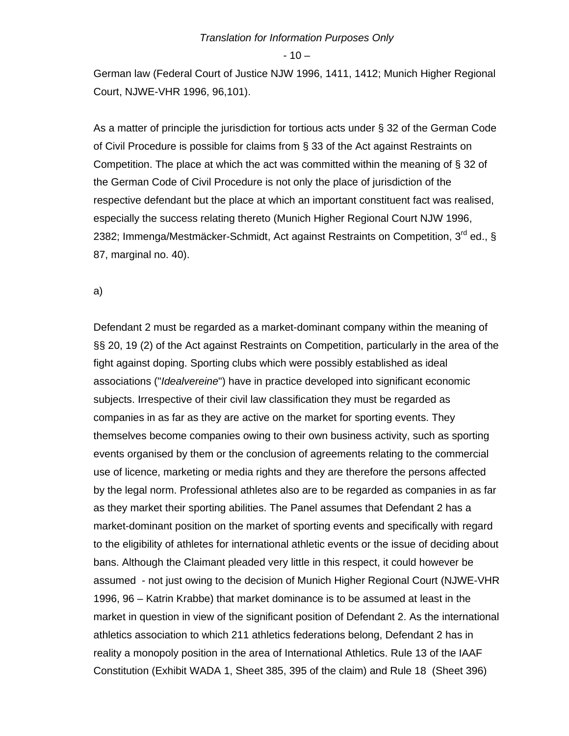German law (Federal Court of Justice NJW 1996, 1411, 1412; Munich Higher Regional Court, NJWE-VHR 1996, 96,101).

As a matter of principle the jurisdiction for tortious acts under § 32 of the German Code of Civil Procedure is possible for claims from § 33 of the Act against Restraints on Competition. The place at which the act was committed within the meaning of § 32 of the German Code of Civil Procedure is not only the place of jurisdiction of the respective defendant but the place at which an important constituent fact was realised, especially the success relating thereto (Munich Higher Regional Court NJW 1996, 2382; Immenga/Mestmäcker-Schmidt, Act against Restraints on Competition, 3rd ed., § 87, marginal no. 40).

a)

Defendant 2 must be regarded as a market-dominant company within the meaning of §§ 20, 19 (2) of the Act against Restraints on Competition, particularly in the area of the fight against doping. Sporting clubs which were possibly established as ideal associations ("*Idealvereine*") have in practice developed into significant economic subjects. Irrespective of their civil law classification they must be regarded as companies in as far as they are active on the market for sporting events. They themselves become companies owing to their own business activity, such as sporting events organised by them or the conclusion of agreements relating to the commercial use of licence, marketing or media rights and they are therefore the persons affected by the legal norm. Professional athletes also are to be regarded as companies in as far as they market their sporting abilities. The Panel assumes that Defendant 2 has a market-dominant position on the market of sporting events and specifically with regard to the eligibility of athletes for international athletic events or the issue of deciding about bans. Although the Claimant pleaded very little in this respect, it could however be assumed - not just owing to the decision of Munich Higher Regional Court (NJWE-VHR 1996, 96 – Katrin Krabbe) that market dominance is to be assumed at least in the market in question in view of the significant position of Defendant 2. As the international athletics association to which 211 athletics federations belong, Defendant 2 has in reality a monopoly position in the area of International Athletics. Rule 13 of the IAAF Constitution (Exhibit WADA 1, Sheet 385, 395 of the claim) and Rule 18 (Sheet 396)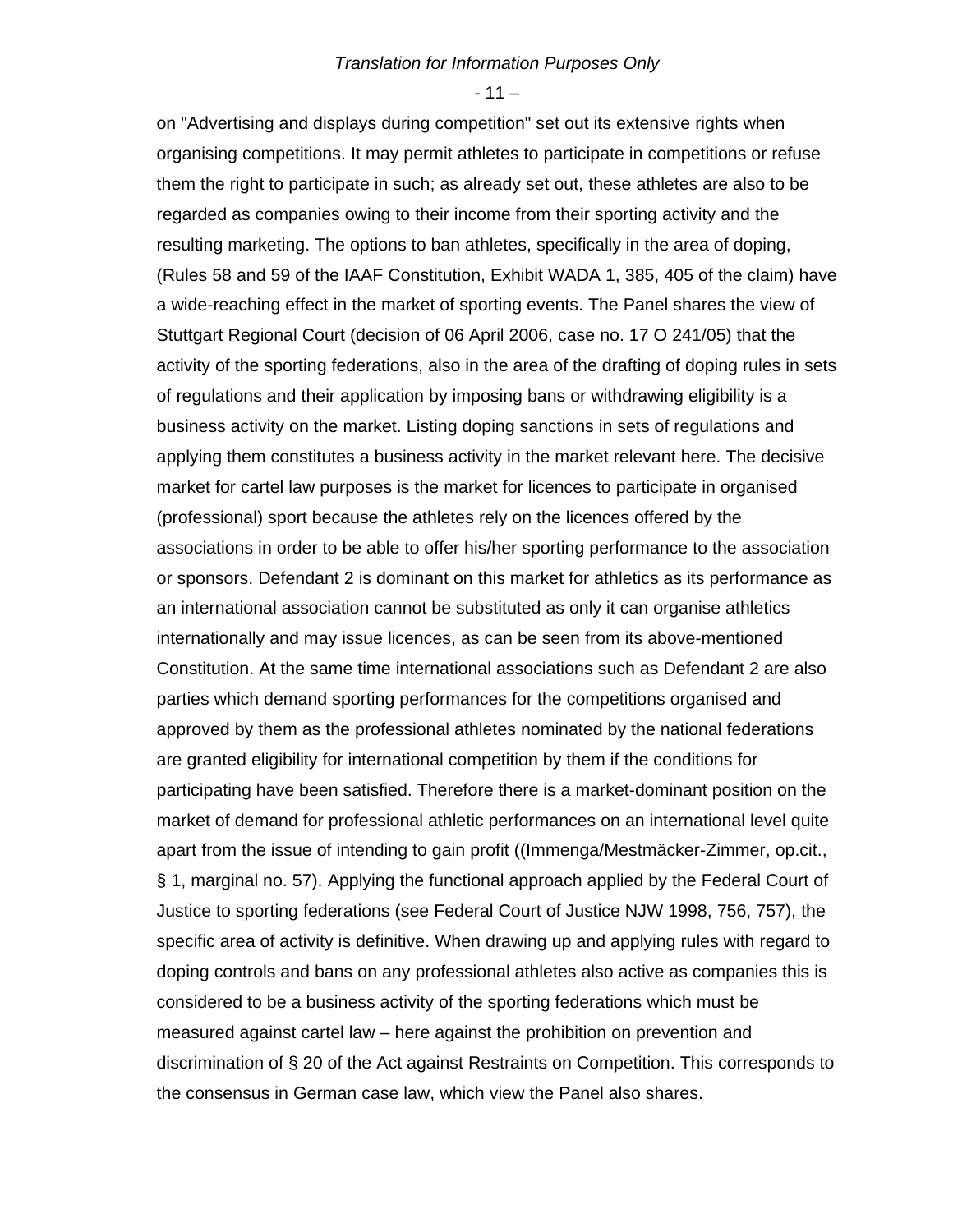on "Advertising and displays during competition" set out its extensive rights when organising competitions. It may permit athletes to participate in competitions or refuse them the right to participate in such; as already set out, these athletes are also to be regarded as companies owing to their income from their sporting activity and the resulting marketing. The options to ban athletes, specifically in the area of doping, (Rules 58 and 59 of the IAAF Constitution, Exhibit WADA 1, 385, 405 of the claim) have a wide-reaching effect in the market of sporting events. The Panel shares the view of Stuttgart Regional Court (decision of 06 April 2006, case no. 17 O 241/05) that the activity of the sporting federations, also in the area of the drafting of doping rules in sets of regulations and their application by imposing bans or withdrawing eligibility is a business activity on the market. Listing doping sanctions in sets of regulations and applying them constitutes a business activity in the market relevant here. The decisive market for cartel law purposes is the market for licences to participate in organised (professional) sport because the athletes rely on the licences offered by the associations in order to be able to offer his/her sporting performance to the association or sponsors. Defendant 2 is dominant on this market for athletics as its performance as an international association cannot be substituted as only it can organise athletics internationally and may issue licences, as can be seen from its above-mentioned Constitution. At the same time international associations such as Defendant 2 are also parties which demand sporting performances for the competitions organised and approved by them as the professional athletes nominated by the national federations are granted eligibility for international competition by them if the conditions for participating have been satisfied. Therefore there is a market-dominant position on the market of demand for professional athletic performances on an international level quite apart from the issue of intending to gain profit ((Immenga/Mestmäcker-Zimmer, op.cit., § 1, marginal no. 57). Applying the functional approach applied by the Federal Court of Justice to sporting federations (see Federal Court of Justice NJW 1998, 756, 757), the specific area of activity is definitive. When drawing up and applying rules with regard to doping controls and bans on any professional athletes also active as companies this is considered to be a business activity of the sporting federations which must be measured against cartel law – here against the prohibition on prevention and discrimination of § 20 of the Act against Restraints on Competition. This corresponds to the consensus in German case law, which view the Panel also shares.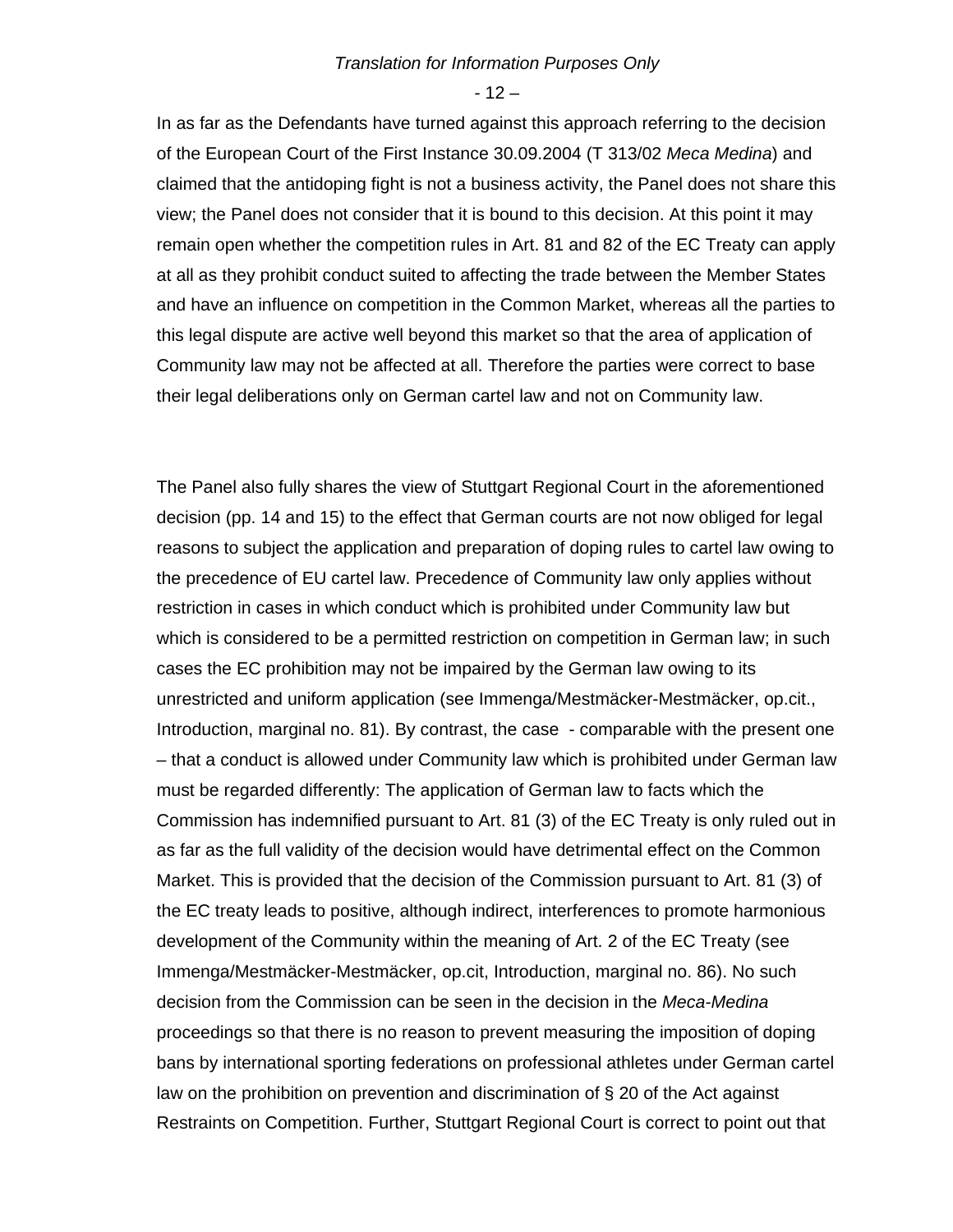In as far as the Defendants have turned against this approach referring to the decision of the European Court of the First Instance 30.09.2004 (T 313/02 *Meca Medina*) and claimed that the antidoping fight is not a business activity, the Panel does not share this view; the Panel does not consider that it is bound to this decision. At this point it may remain open whether the competition rules in Art. 81 and 82 of the EC Treaty can apply at all as they prohibit conduct suited to affecting the trade between the Member States and have an influence on competition in the Common Market, whereas all the parties to this legal dispute are active well beyond this market so that the area of application of Community law may not be affected at all. Therefore the parties were correct to base their legal deliberations only on German cartel law and not on Community law.

The Panel also fully shares the view of Stuttgart Regional Court in the aforementioned decision (pp. 14 and 15) to the effect that German courts are not now obliged for legal reasons to subject the application and preparation of doping rules to cartel law owing to the precedence of EU cartel law. Precedence of Community law only applies without restriction in cases in which conduct which is prohibited under Community law but which is considered to be a permitted restriction on competition in German law; in such cases the EC prohibition may not be impaired by the German law owing to its unrestricted and uniform application (see Immenga/Mestmäcker-Mestmäcker, op.cit., Introduction, marginal no. 81). By contrast, the case - comparable with the present one – that a conduct is allowed under Community law which is prohibited under German law must be regarded differently: The application of German law to facts which the Commission has indemnified pursuant to Art. 81 (3) of the EC Treaty is only ruled out in as far as the full validity of the decision would have detrimental effect on the Common Market. This is provided that the decision of the Commission pursuant to Art. 81 (3) of the EC treaty leads to positive, although indirect, interferences to promote harmonious development of the Community within the meaning of Art. 2 of the EC Treaty (see Immenga/Mestmäcker-Mestmäcker, op.cit, Introduction, marginal no. 86). No such decision from the Commission can be seen in the decision in the *Meca-Medina* proceedings so that there is no reason to prevent measuring the imposition of doping bans by international sporting federations on professional athletes under German cartel law on the prohibition on prevention and discrimination of § 20 of the Act against Restraints on Competition. Further, Stuttgart Regional Court is correct to point out that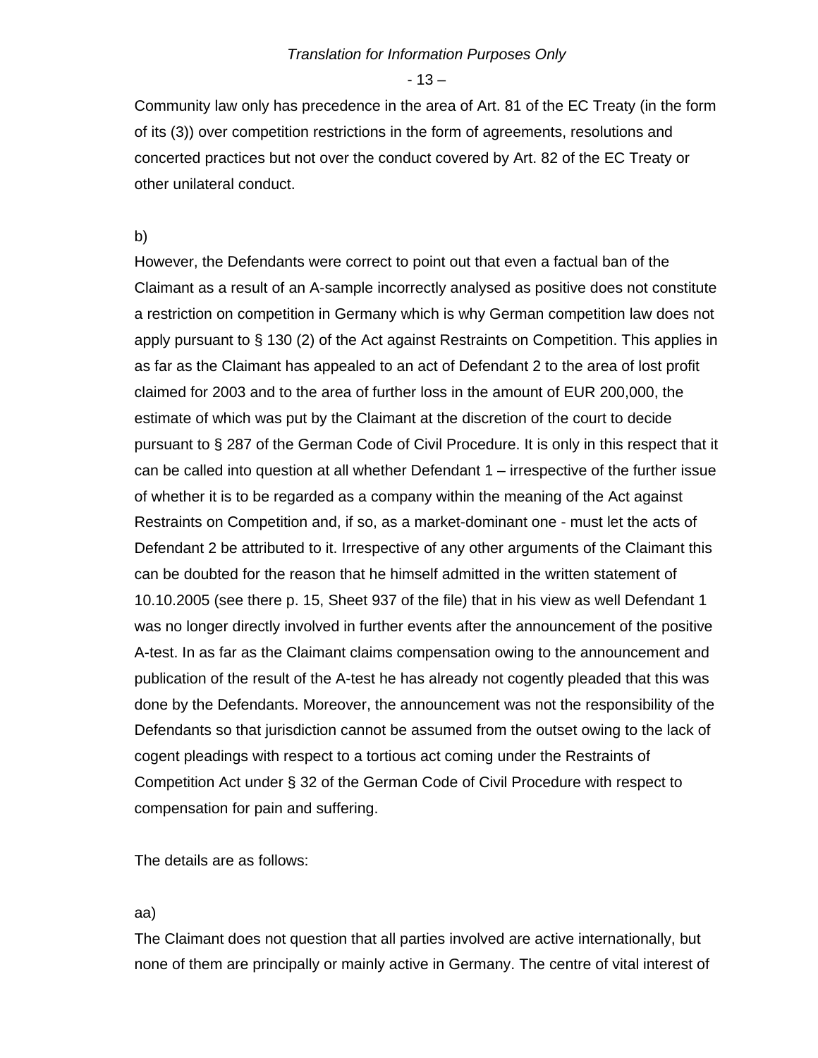Community law only has precedence in the area of Art. 81 of the EC Treaty (in the form of its (3)) over competition restrictions in the form of agreements, resolutions and concerted practices but not over the conduct covered by Art. 82 of the EC Treaty or other unilateral conduct.

b)
However, the Defendants were correct to point out that even a factual ban of the Claimant as a result of an A-sample incorrectly analysed as positive does not constitute a restriction on competition in Germany which is why German competition law does not apply pursuant to § 130 (2) of the Act against Restraints on Competition. This applies in as far as the Claimant has appealed to an act of Defendant 2 to the area of lost profit claimed for 2003 and to the area of further loss in the amount of EUR 200,000, the estimate of which was put by the Claimant at the discretion of the court to decide pursuant to § 287 of the German Code of Civil Procedure. It is only in this respect that it can be called into question at all whether Defendant 1 – irrespective of the further issue of whether it is to be regarded as a company within the meaning of the Act against Restraints on Competition and, if so, as a market-dominant one - must let the acts of Defendant 2 be attributed to it. Irrespective of any other arguments of the Claimant this can be doubted for the reason that he himself admitted in the written statement of 10.10.2005 (see there p. 15, Sheet 937 of the file) that in his view as well Defendant 1 was no longer directly involved in further events after the announcement of the positive A-test. In as far as the Claimant claims compensation owing to the announcement and publication of the result of the A-test he has already not cogently pleaded that this was done by the Defendants. Moreover, the announcement was not the responsibility of the Defendants so that jurisdiction cannot be assumed from the outset owing to the lack of cogent pleadings with respect to a tortious act coming under the Restraints of Competition Act under § 32 of the German Code of Civil Procedure with respect to compensation for pain and suffering.

The details are as follows:

aa)
The Claimant does not question that all parties involved are active internationally, but none of them are principally or mainly active in Germany. The centre of vital interest of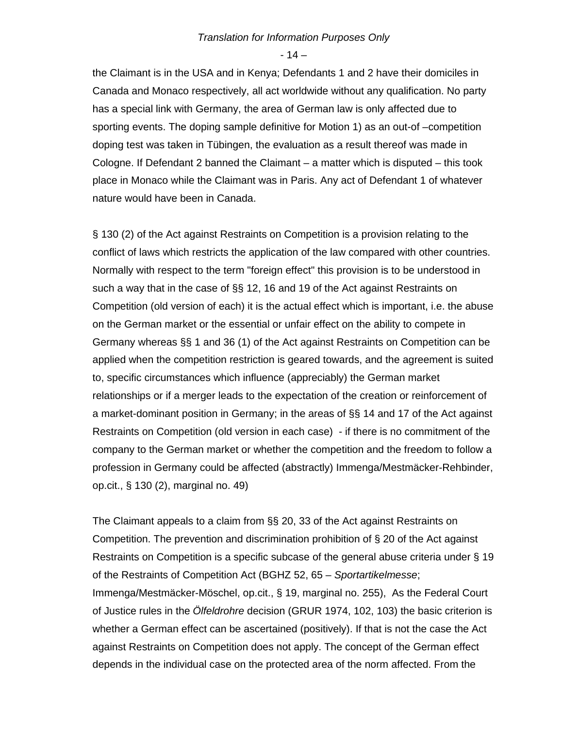the Claimant is in the USA and in Kenya; Defendants 1 and 2 have their domiciles in Canada and Monaco respectively, all act worldwide without any qualification. No party has a special link with Germany, the area of German law is only affected due to sporting events. The doping sample definitive for Motion 1) as an out-of –competition doping test was taken in Tübingen, the evaluation as a result thereof was made in Cologne. If Defendant 2 banned the Claimant – a matter which is disputed – this took place in Monaco while the Claimant was in Paris. Any act of Defendant 1 of whatever nature would have been in Canada.

§ 130 (2) of the Act against Restraints on Competition is a provision relating to the conflict of laws which restricts the application of the law compared with other countries. Normally with respect to the term "foreign effect" this provision is to be understood in such a way that in the case of §§ 12, 16 and 19 of the Act against Restraints on Competition (old version of each) it is the actual effect which is important, i.e. the abuse on the German market or the essential or unfair effect on the ability to compete in Germany whereas §§ 1 and 36 (1) of the Act against Restraints on Competition can be applied when the competition restriction is geared towards, and the agreement is suited to, specific circumstances which influence (appreciably) the German market relationships or if a merger leads to the expectation of the creation or reinforcement of a market-dominant position in Germany; in the areas of §§ 14 and 17 of the Act against Restraints on Competition (old version in each case) - if there is no commitment of the company to the German market or whether the competition and the freedom to follow a profession in Germany could be affected (abstractly) Immenga/Mestmäcker-Rehbinder, op.cit., § 130 (2), marginal no. 49)

The Claimant appeals to a claim from §§ 20, 33 of the Act against Restraints on Competition. The prevention and discrimination prohibition of § 20 of the Act against Restraints on Competition is a specific subcase of the general abuse criteria under § 19 of the Restraints of Competition Act (BGHZ 52, 65 – *Sportartikelmesse*; Immenga/Mestmäcker-Möschel, op.cit., § 19, marginal no. 255), As the Federal Court of Justice rules in the *Ölfeldrohre* decision (GRUR 1974, 102, 103) the basic criterion is whether a German effect can be ascertained (positively). If that is not the case the Act against Restraints on Competition does not apply. The concept of the German effect depends in the individual case on the protected area of the norm affected. From the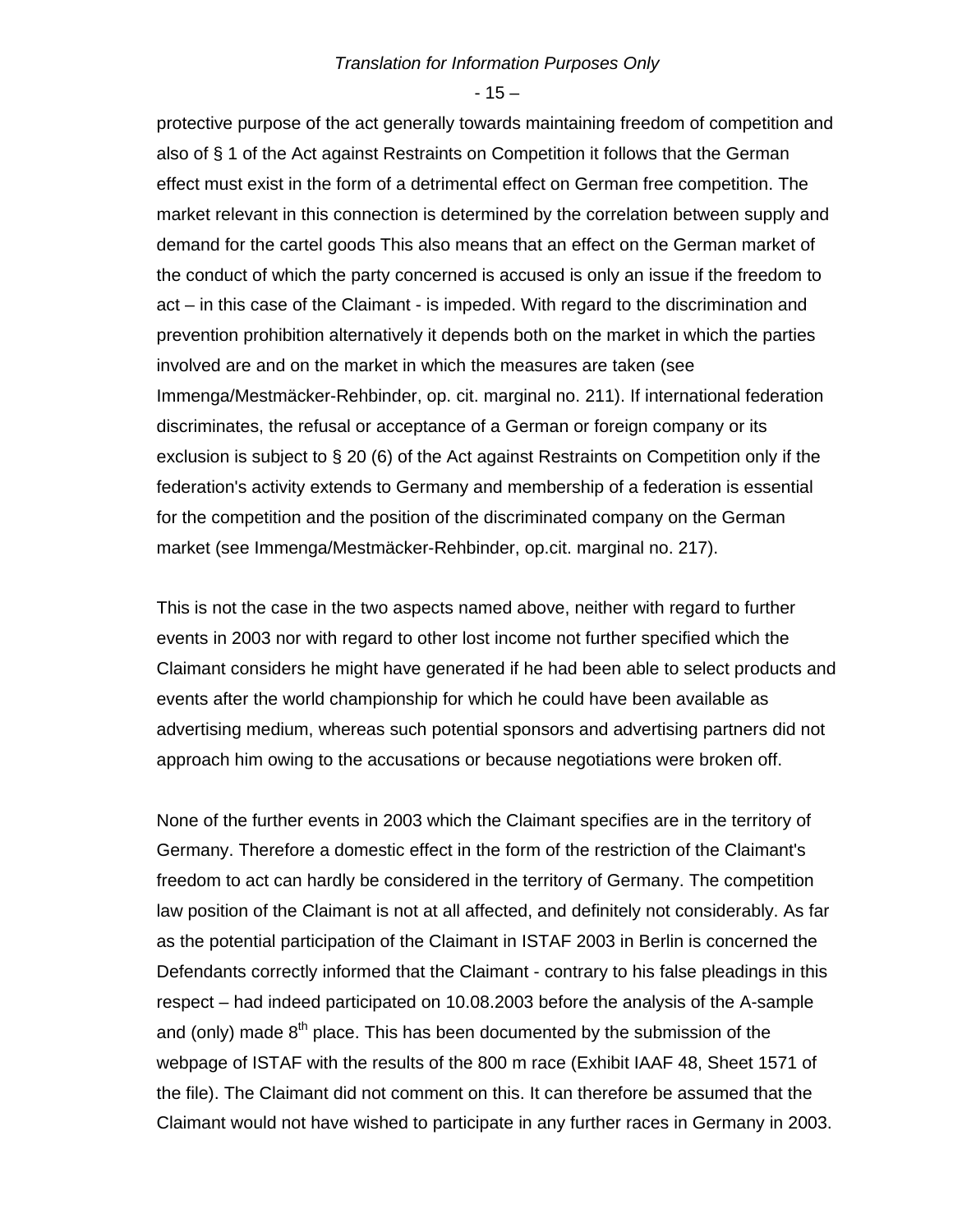protective purpose of the act generally towards maintaining freedom of competition and also of § 1 of the Act against Restraints on Competition it follows that the German effect must exist in the form of a detrimental effect on German free competition. The market relevant in this connection is determined by the correlation between supply and demand for the cartel goods This also means that an effect on the German market of the conduct of which the party concerned is accused is only an issue if the freedom to act – in this case of the Claimant - is impeded. With regard to the discrimination and prevention prohibition alternatively it depends both on the market in which the parties involved are and on the market in which the measures are taken (see Immenga/Mestmäcker-Rehbinder, op. cit. marginal no. 211). If international federation discriminates, the refusal or acceptance of a German or foreign company or its exclusion is subject to § 20 (6) of the Act against Restraints on Competition only if the federation's activity extends to Germany and membership of a federation is essential for the competition and the position of the discriminated company on the German market (see Immenga/Mestmäcker-Rehbinder, op.cit. marginal no. 217).

This is not the case in the two aspects named above, neither with regard to further events in 2003 nor with regard to other lost income not further specified which the Claimant considers he might have generated if he had been able to select products and events after the world championship for which he could have been available as advertising medium, whereas such potential sponsors and advertising partners did not approach him owing to the accusations or because negotiations were broken off.

None of the further events in 2003 which the Claimant specifies are in the territory of Germany. Therefore a domestic effect in the form of the restriction of the Claimant's freedom to act can hardly be considered in the territory of Germany. The competition law position of the Claimant is not at all affected, and definitely not considerably. As far as the potential participation of the Claimant in ISTAF 2003 in Berlin is concerned the Defendants correctly informed that the Claimant - contrary to his false pleadings in this respect – had indeed participated on 10.08.2003 before the analysis of the A-sample and (only) made 8th place. This has been documented by the submission of the webpage of ISTAF with the results of the 800 m race (Exhibit IAAF 48, Sheet 1571 of the file). The Claimant did not comment on this. It can therefore be assumed that the Claimant would not have wished to participate in any further races in Germany in 2003.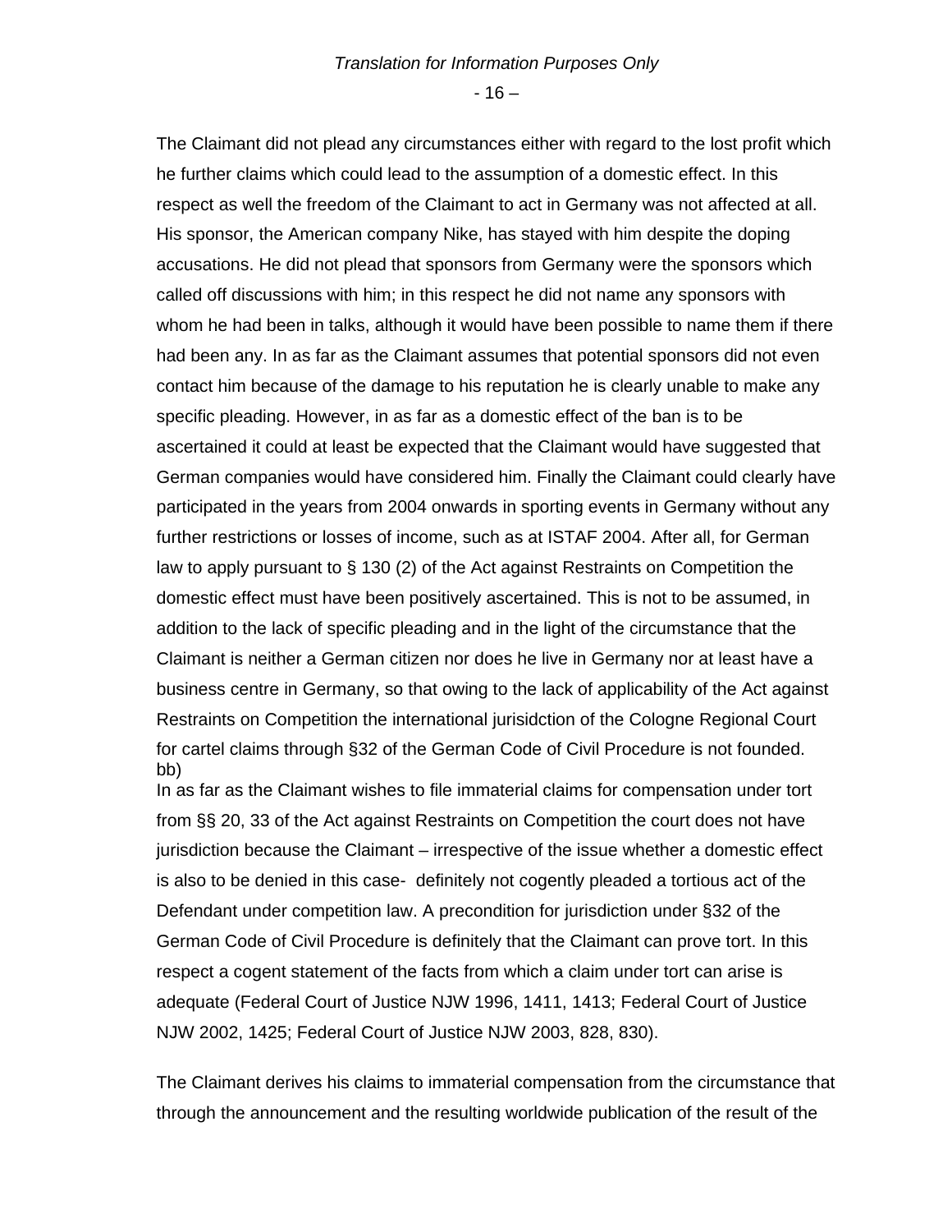The Claimant did not plead any circumstances either with regard to the lost profit which he further claims which could lead to the assumption of a domestic effect. In this respect as well the freedom of the Claimant to act in Germany was not affected at all. His sponsor, the American company Nike, has stayed with him despite the doping accusations. He did not plead that sponsors from Germany were the sponsors which called off discussions with him; in this respect he did not name any sponsors with whom he had been in talks, although it would have been possible to name them if there had been any. In as far as the Claimant assumes that potential sponsors did not even contact him because of the damage to his reputation he is clearly unable to make any specific pleading. However, in as far as a domestic effect of the ban is to be ascertained it could at least be expected that the Claimant would have suggested that German companies would have considered him. Finally the Claimant could clearly have participated in the years from 2004 onwards in sporting events in Germany without any further restrictions or losses of income, such as at ISTAF 2004. After all, for German law to apply pursuant to § 130 (2) of the Act against Restraints on Competition the domestic effect must have been positively ascertained. This is not to be assumed, in addition to the lack of specific pleading and in the light of the circumstance that the Claimant is neither a German citizen nor does he live in Germany nor at least have a business centre in Germany, so that owing to the lack of applicability of the Act against Restraints on Competition the international jurisidction of the Cologne Regional Court for cartel claims through §32 of the German Code of Civil Procedure is not founded.

bb)

In as far as the Claimant wishes to file immaterial claims for compensation under tort from §§ 20, 33 of the Act against Restraints on Competition the court does not have jurisdiction because the Claimant – irrespective of the issue whether a domestic effect is also to be denied in this case- definitely not cogently pleaded a tortious act of the Defendant under competition law. A precondition for jurisdiction under §32 of the German Code of Civil Procedure is definitely that the Claimant can prove tort. In this respect a cogent statement of the facts from which a claim under tort can arise is adequate (Federal Court of Justice NJW 1996, 1411, 1413; Federal Court of Justice NJW 2002, 1425; Federal Court of Justice NJW 2003, 828, 830).

The Claimant derives his claims to immaterial compensation from the circumstance that through the announcement and the resulting worldwide publication of the result of the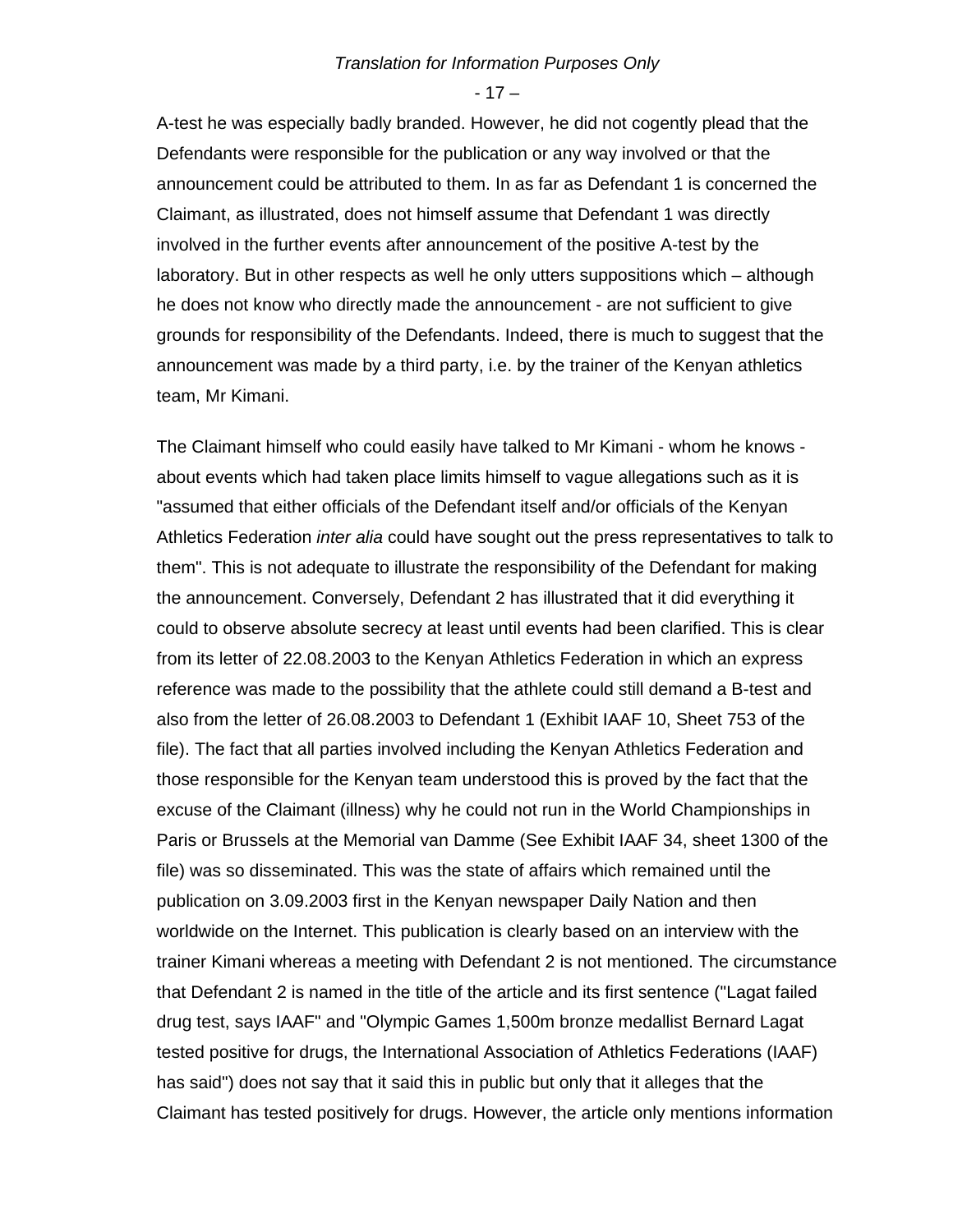A-test he was especially badly branded. However, he did not cogently plead that the Defendants were responsible for the publication or any way involved or that the announcement could be attributed to them. In as far as Defendant 1 is concerned the Claimant, as illustrated, does not himself assume that Defendant 1 was directly involved in the further events after announcement of the positive A-test by the laboratory. But in other respects as well he only utters suppositions which – although he does not know who directly made the announcement - are not sufficient to give grounds for responsibility of the Defendants. Indeed, there is much to suggest that the announcement was made by a third party, i.e. by the trainer of the Kenyan athletics team, Mr Kimani.

The Claimant himself who could easily have talked to Mr Kimani - whom he knows - about events which had taken place limits himself to vague allegations such as it is "assumed that either officials of the Defendant itself and/or officials of the Kenyan Athletics Federation *inter alia* could have sought out the press representatives to talk to them". This is not adequate to illustrate the responsibility of the Defendant for making the announcement. Conversely, Defendant 2 has illustrated that it did everything it could to observe absolute secrecy at least until events had been clarified. This is clear from its letter of 22.08.2003 to the Kenyan Athletics Federation in which an express reference was made to the possibility that the athlete could still demand a B-test and also from the letter of 26.08.2003 to Defendant 1 (Exhibit IAAF 10, Sheet 753 of the file). The fact that all parties involved including the Kenyan Athletics Federation and those responsible for the Kenyan team understood this is proved by the fact that the excuse of the Claimant (illness) why he could not run in the World Championships in Paris or Brussels at the Memorial van Damme (See Exhibit IAAF 34, sheet 1300 of the file) was so disseminated. This was the state of affairs which remained until the publication on 3.09.2003 first in the Kenyan newspaper Daily Nation and then worldwide on the Internet. This publication is clearly based on an interview with the trainer Kimani whereas a meeting with Defendant 2 is not mentioned. The circumstance that Defendant 2 is named in the title of the article and its first sentence ("Lagat failed drug test, says IAAF" and "Olympic Games 1,500m bronze medallist Bernard Lagat tested positive for drugs, the International Association of Athletics Federations (IAAF) has said") does not say that it said this in public but only that it alleges that the Claimant has tested positively for drugs. However, the article only mentions information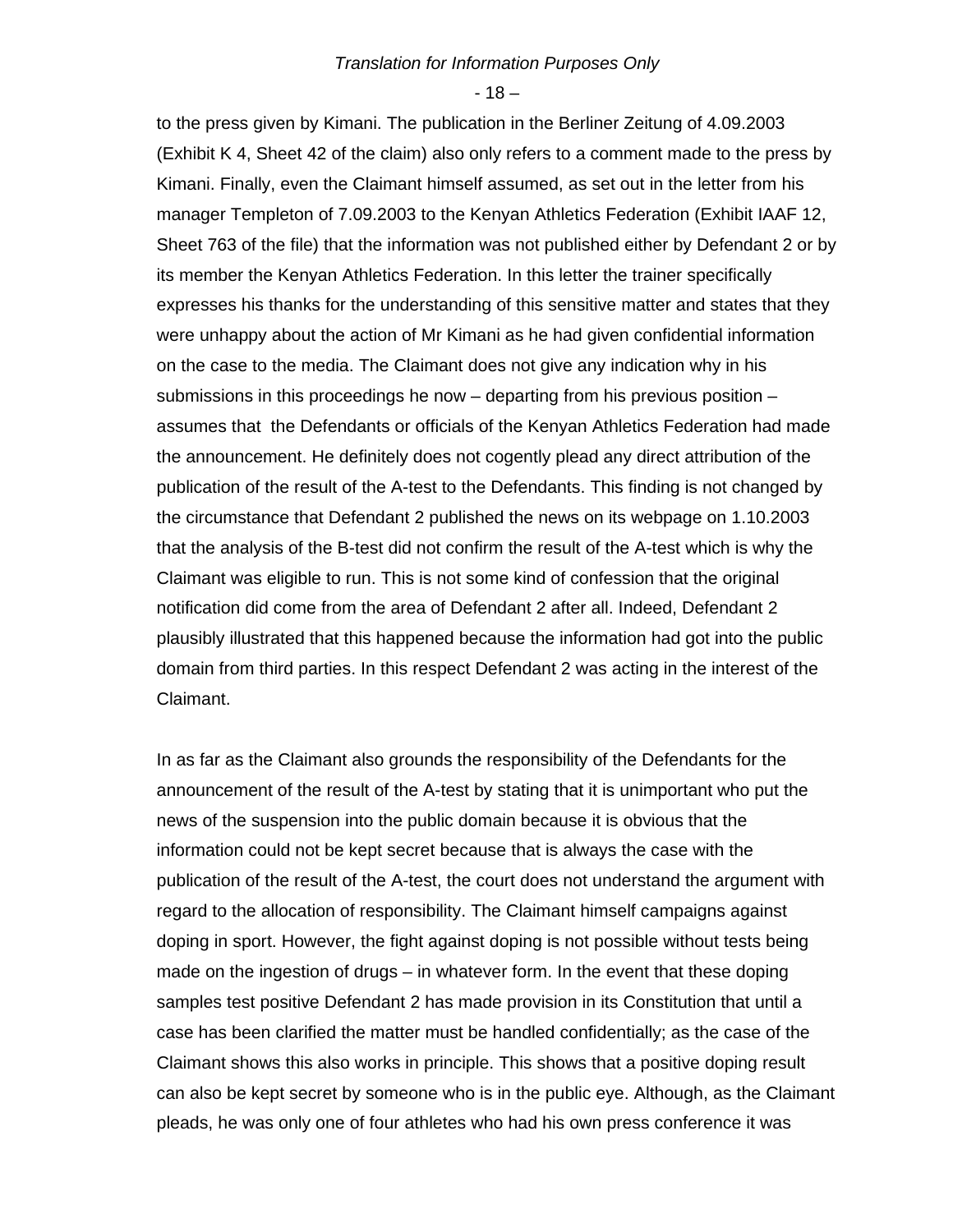to the press given by Kimani. The publication in the Berliner Zeitung of 4.09.2003 (Exhibit K 4, Sheet 42 of the claim) also only refers to a comment made to the press by Kimani. Finally, even the Claimant himself assumed, as set out in the letter from his manager Templeton of 7.09.2003 to the Kenyan Athletics Federation (Exhibit IAAF 12, Sheet 763 of the file) that the information was not published either by Defendant 2 or by its member the Kenyan Athletics Federation. In this letter the trainer specifically expresses his thanks for the understanding of this sensitive matter and states that they were unhappy about the action of Mr Kimani as he had given confidential information on the case to the media. The Claimant does not give any indication why in his submissions in this proceedings he now – departing from his previous position – assumes that the Defendants or officials of the Kenyan Athletics Federation had made the announcement. He definitely does not cogently plead any direct attribution of the publication of the result of the A-test to the Defendants. This finding is not changed by the circumstance that Defendant 2 published the news on its webpage on 1.10.2003 that the analysis of the B-test did not confirm the result of the A-test which is why the Claimant was eligible to run. This is not some kind of confession that the original notification did come from the area of Defendant 2 after all. Indeed, Defendant 2 plausibly illustrated that this happened because the information had got into the public domain from third parties. In this respect Defendant 2 was acting in the interest of the Claimant.

In as far as the Claimant also grounds the responsibility of the Defendants for the announcement of the result of the A-test by stating that it is unimportant who put the news of the suspension into the public domain because it is obvious that the information could not be kept secret because that is always the case with the publication of the result of the A-test, the court does not understand the argument with regard to the allocation of responsibility. The Claimant himself campaigns against doping in sport. However, the fight against doping is not possible without tests being made on the ingestion of drugs – in whatever form. In the event that these doping samples test positive Defendant 2 has made provision in its Constitution that until a case has been clarified the matter must be handled confidentially; as the case of the Claimant shows this also works in principle. This shows that a positive doping result can also be kept secret by someone who is in the public eye. Although, as the Claimant pleads, he was only one of four athletes who had his own press conference it was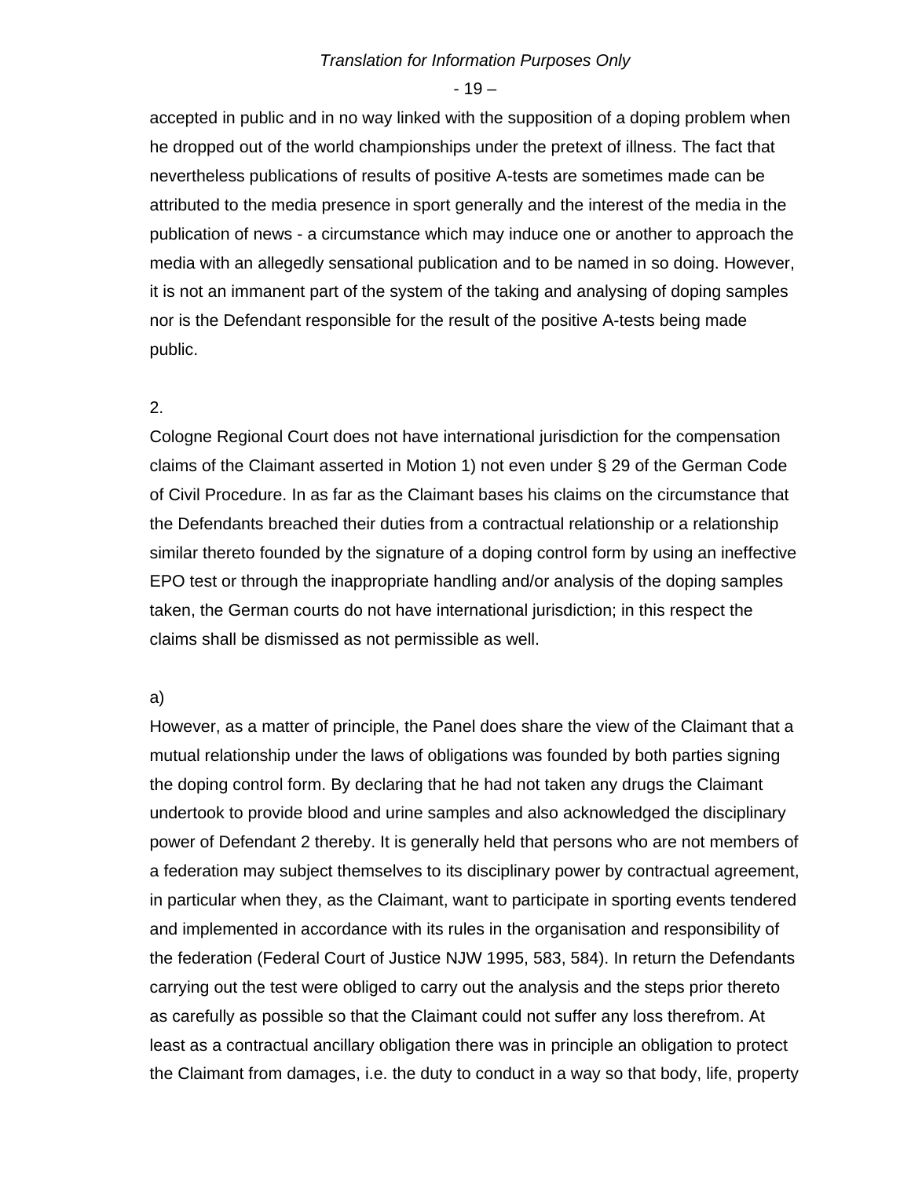accepted in public and in no way linked with the supposition of a doping problem when he dropped out of the world championships under the pretext of illness. The fact that nevertheless publications of results of positive A-tests are sometimes made can be attributed to the media presence in sport generally and the interest of the media in the publication of news - a circumstance which may induce one or another to approach the media with an allegedly sensational publication and to be named in so doing. However, it is not an immanent part of the system of the taking and analysing of doping samples nor is the Defendant responsible for the result of the positive A-tests being made public.

2.

Cologne Regional Court does not have international jurisdiction for the compensation claims of the Claimant asserted in Motion 1) not even under § 29 of the German Code of Civil Procedure. In as far as the Claimant bases his claims on the circumstance that the Defendants breached their duties from a contractual relationship or a relationship similar thereto founded by the signature of a doping control form by using an ineffective EPO test or through the inappropriate handling and/or analysis of the doping samples taken, the German courts do not have international jurisdiction; in this respect the claims shall be dismissed as not permissible as well.

a)

However, as a matter of principle, the Panel does share the view of the Claimant that a mutual relationship under the laws of obligations was founded by both parties signing the doping control form. By declaring that he had not taken any drugs the Claimant undertook to provide blood and urine samples and also acknowledged the disciplinary power of Defendant 2 thereby. It is generally held that persons who are not members of a federation may subject themselves to its disciplinary power by contractual agreement, in particular when they, as the Claimant, want to participate in sporting events tendered and implemented in accordance with its rules in the organisation and responsibility of the federation (Federal Court of Justice NJW 1995, 583, 584). In return the Defendants carrying out the test were obliged to carry out the analysis and the steps prior thereto as carefully as possible so that the Claimant could not suffer any loss therefrom. At least as a contractual ancillary obligation there was in principle an obligation to protect the Claimant from damages, i.e. the duty to conduct in a way so that body, life, property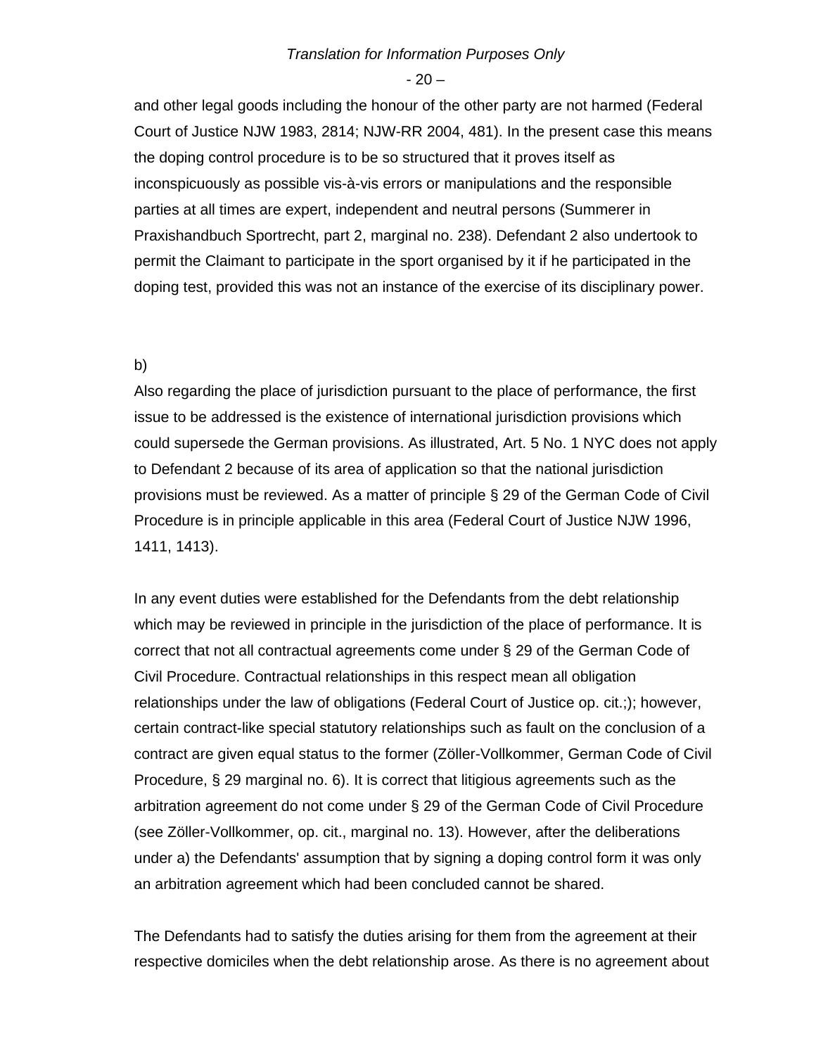and other legal goods including the honour of the other party are not harmed (Federal Court of Justice NJW 1983, 2814; NJW-RR 2004, 481). In the present case this means the doping control procedure is to be so structured that it proves itself as inconspicuously as possible vis-à-vis errors or manipulations and the responsible parties at all times are expert, independent and neutral persons (Summerer in Praxishandbuch Sportrecht, part 2, marginal no. 238). Defendant 2 also undertook to permit the Claimant to participate in the sport organised by it if he participated in the doping test, provided this was not an instance of the exercise of its disciplinary power.

b)

Also regarding the place of jurisdiction pursuant to the place of performance, the first issue to be addressed is the existence of international jurisdiction provisions which could supersede the German provisions. As illustrated, Art. 5 No. 1 NYC does not apply to Defendant 2 because of its area of application so that the national jurisdiction provisions must be reviewed. As a matter of principle § 29 of the German Code of Civil Procedure is in principle applicable in this area (Federal Court of Justice NJW 1996, 1411, 1413).

In any event duties were established for the Defendants from the debt relationship which may be reviewed in principle in the jurisdiction of the place of performance. It is correct that not all contractual agreements come under § 29 of the German Code of Civil Procedure. Contractual relationships in this respect mean all obligation relationships under the law of obligations (Federal Court of Justice op. cit.;); however, certain contract-like special statutory relationships such as fault on the conclusion of a contract are given equal status to the former (Zöller-Vollkommer, German Code of Civil Procedure, § 29 marginal no. 6). It is correct that litigious agreements such as the arbitration agreement do not come under § 29 of the German Code of Civil Procedure (see Zöller-Vollkommer, op. cit., marginal no. 13). However, after the deliberations under a) the Defendants' assumption that by signing a doping control form it was only an arbitration agreement which had been concluded cannot be shared.

The Defendants had to satisfy the duties arising for them from the agreement at their respective domiciles when the debt relationship arose. As there is no agreement about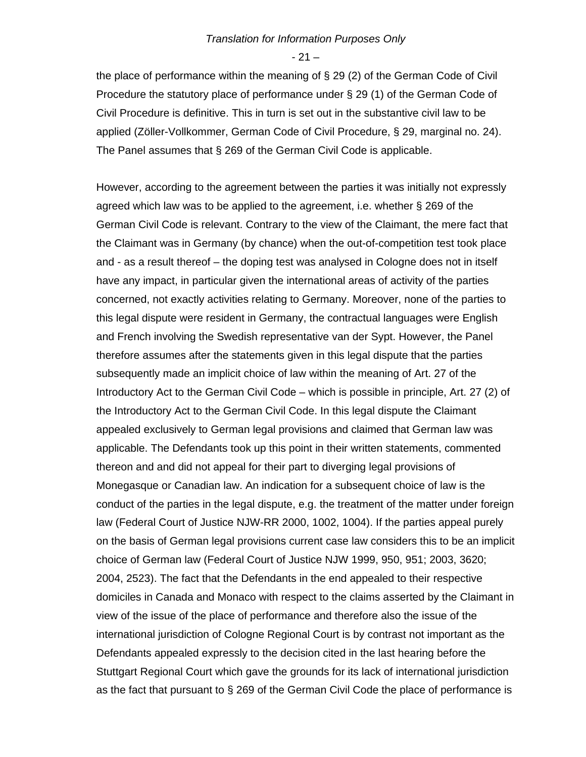the place of performance within the meaning of § 29 (2) of the German Code of Civil Procedure the statutory place of performance under § 29 (1) of the German Code of Civil Procedure is definitive. This in turn is set out in the substantive civil law to be applied (Zöller-Vollkommer, German Code of Civil Procedure, § 29, marginal no. 24). The Panel assumes that § 269 of the German Civil Code is applicable.

However, according to the agreement between the parties it was initially not expressly agreed which law was to be applied to the agreement, i.e. whether § 269 of the German Civil Code is relevant. Contrary to the view of the Claimant, the mere fact that the Claimant was in Germany (by chance) when the out-of-competition test took place and - as a result thereof – the doping test was analysed in Cologne does not in itself have any impact, in particular given the international areas of activity of the parties concerned, not exactly activities relating to Germany. Moreover, none of the parties to this legal dispute were resident in Germany, the contractual languages were English and French involving the Swedish representative van der Sypt. However, the Panel therefore assumes after the statements given in this legal dispute that the parties subsequently made an implicit choice of law within the meaning of Art. 27 of the Introductory Act to the German Civil Code – which is possible in principle, Art. 27 (2) of the Introductory Act to the German Civil Code. In this legal dispute the Claimant appealed exclusively to German legal provisions and claimed that German law was applicable. The Defendants took up this point in their written statements, commented thereon and and did not appeal for their part to diverging legal provisions of Monegasque or Canadian law. An indication for a subsequent choice of law is the conduct of the parties in the legal dispute, e.g. the treatment of the matter under foreign law (Federal Court of Justice NJW-RR 2000, 1002, 1004). If the parties appeal purely on the basis of German legal provisions current case law considers this to be an implicit choice of German law (Federal Court of Justice NJW 1999, 950, 951; 2003, 3620; 2004, 2523). The fact that the Defendants in the end appealed to their respective domiciles in Canada and Monaco with respect to the claims asserted by the Claimant in view of the issue of the place of performance and therefore also the issue of the international jurisdiction of Cologne Regional Court is by contrast not important as the Defendants appealed expressly to the decision cited in the last hearing before the Stuttgart Regional Court which gave the grounds for its lack of international jurisdiction as the fact that pursuant to § 269 of the German Civil Code the place of performance is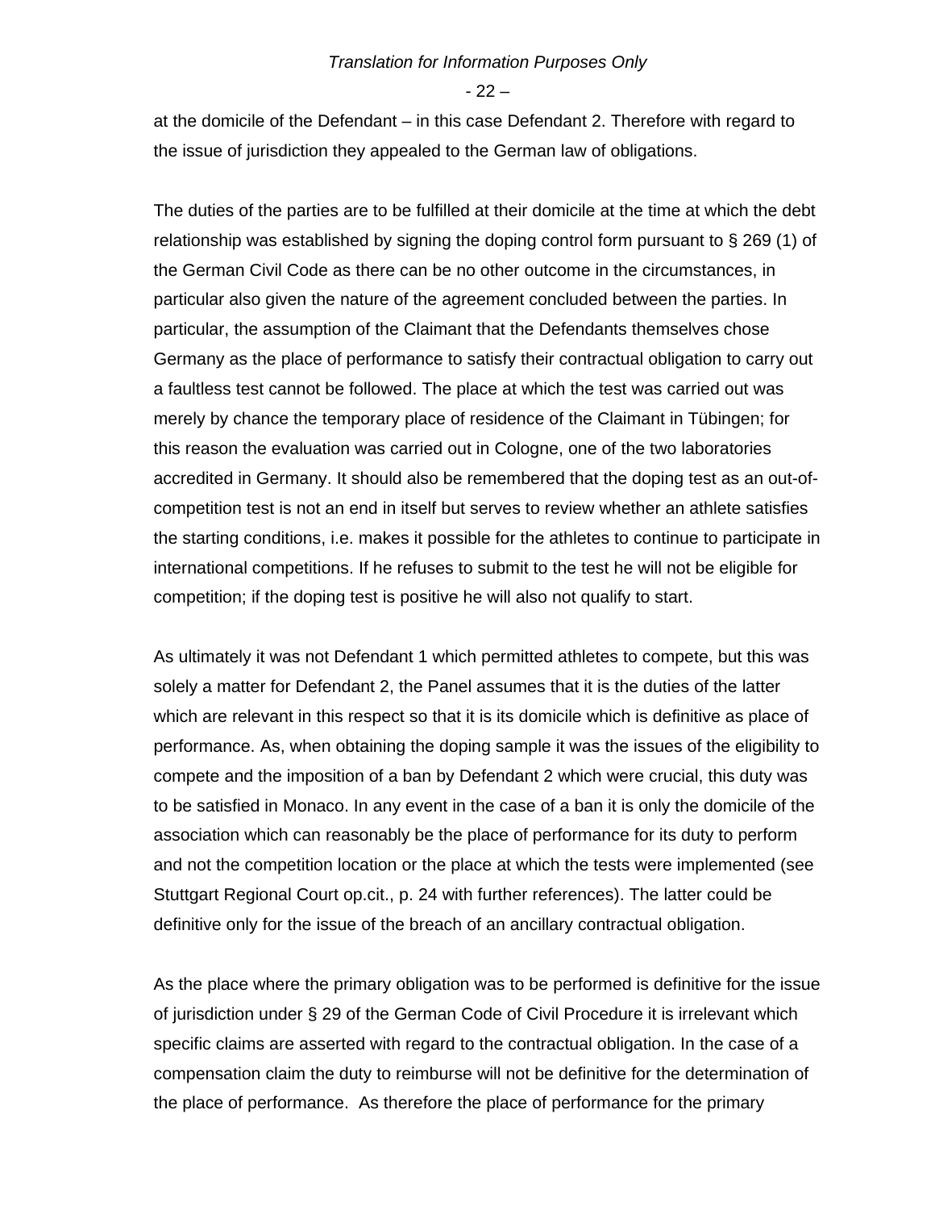at the domicile of the Defendant – in this case Defendant 2. Therefore with regard to the issue of jurisdiction they appealed to the German law of obligations.

The duties of the parties are to be fulfilled at their domicile at the time at which the debt relationship was established by signing the doping control form pursuant to § 269 (1) of the German Civil Code as there can be no other outcome in the circumstances, in particular also given the nature of the agreement concluded between the parties. In particular, the assumption of the Claimant that the Defendants themselves chose Germany as the place of performance to satisfy their contractual obligation to carry out a faultless test cannot be followed. The place at which the test was carried out was merely by chance the temporary place of residence of the Claimant in Tübingen; for this reason the evaluation was carried out in Cologne, one of the two laboratories accredited in Germany. It should also be remembered that the doping test as an out-of-competition test is not an end in itself but serves to review whether an athlete satisfies the starting conditions, i.e. makes it possible for the athletes to continue to participate in international competitions. If he refuses to submit to the test he will not be eligible for competition; if the doping test is positive he will also not qualify to start.

As ultimately it was not Defendant 1 which permitted athletes to compete, but this was solely a matter for Defendant 2, the Panel assumes that it is the duties of the latter which are relevant in this respect so that it is its domicile which is definitive as place of performance. As, when obtaining the doping sample it was the issues of the eligibility to compete and the imposition of a ban by Defendant 2 which were crucial, this duty was to be satisfied in Monaco. In any event in the case of a ban it is only the domicile of the association which can reasonably be the place of performance for its duty to perform and not the competition location or the place at which the tests were implemented (see Stuttgart Regional Court op.cit., p. 24 with further references). The latter could be definitive only for the issue of the breach of an ancillary contractual obligation.

As the place where the primary obligation was to be performed is definitive for the issue of jurisdiction under § 29 of the German Code of Civil Procedure it is irrelevant which specific claims are asserted with regard to the contractual obligation. In the case of a compensation claim the duty to reimburse will not be definitive for the determination of the place of performance. As therefore the place of performance for the primary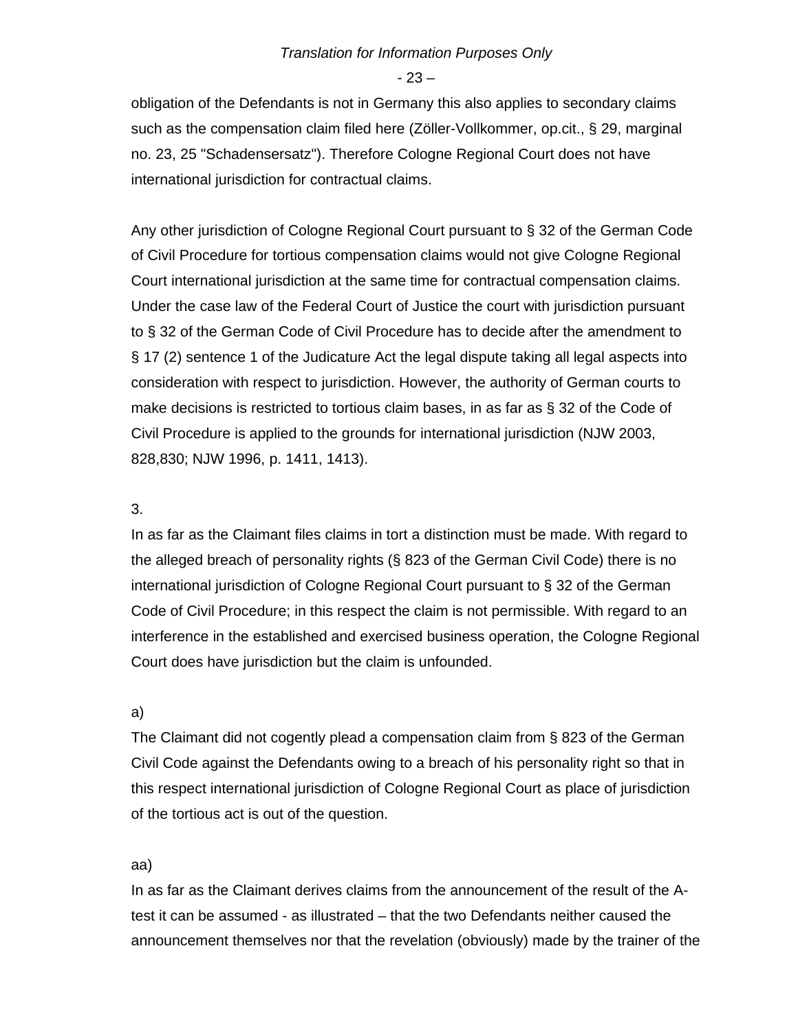obligation of the Defendants is not in Germany this also applies to secondary claims such as the compensation claim filed here (Zöller-Vollkommer, op.cit., § 29, marginal no. 23, 25 "Schadensersatz"). Therefore Cologne Regional Court does not have international jurisdiction for contractual claims.

Any other jurisdiction of Cologne Regional Court pursuant to § 32 of the German Code of Civil Procedure for tortious compensation claims would not give Cologne Regional Court international jurisdiction at the same time for contractual compensation claims. Under the case law of the Federal Court of Justice the court with jurisdiction pursuant to § 32 of the German Code of Civil Procedure has to decide after the amendment to § 17 (2) sentence 1 of the Judicature Act the legal dispute taking all legal aspects into consideration with respect to jurisdiction. However, the authority of German courts to make decisions is restricted to tortious claim bases, in as far as § 32 of the Code of Civil Procedure is applied to the grounds for international jurisdiction (NJW 2003, 828,830; NJW 1996, p. 1411, 1413).

3.

In as far as the Claimant files claims in tort a distinction must be made. With regard to the alleged breach of personality rights (§ 823 of the German Civil Code) there is no international jurisdiction of Cologne Regional Court pursuant to § 32 of the German Code of Civil Procedure; in this respect the claim is not permissible. With regard to an interference in the established and exercised business operation, the Cologne Regional Court does have jurisdiction but the claim is unfounded.

a)

The Claimant did not cogently plead a compensation claim from § 823 of the German Civil Code against the Defendants owing to a breach of his personality right so that in this respect international jurisdiction of Cologne Regional Court as place of jurisdiction of the tortious act is out of the question.

aa)

In as far as the Claimant derives claims from the announcement of the result of the A-test it can be assumed - as illustrated – that the two Defendants neither caused the announcement themselves nor that the revelation (obviously) made by the trainer of the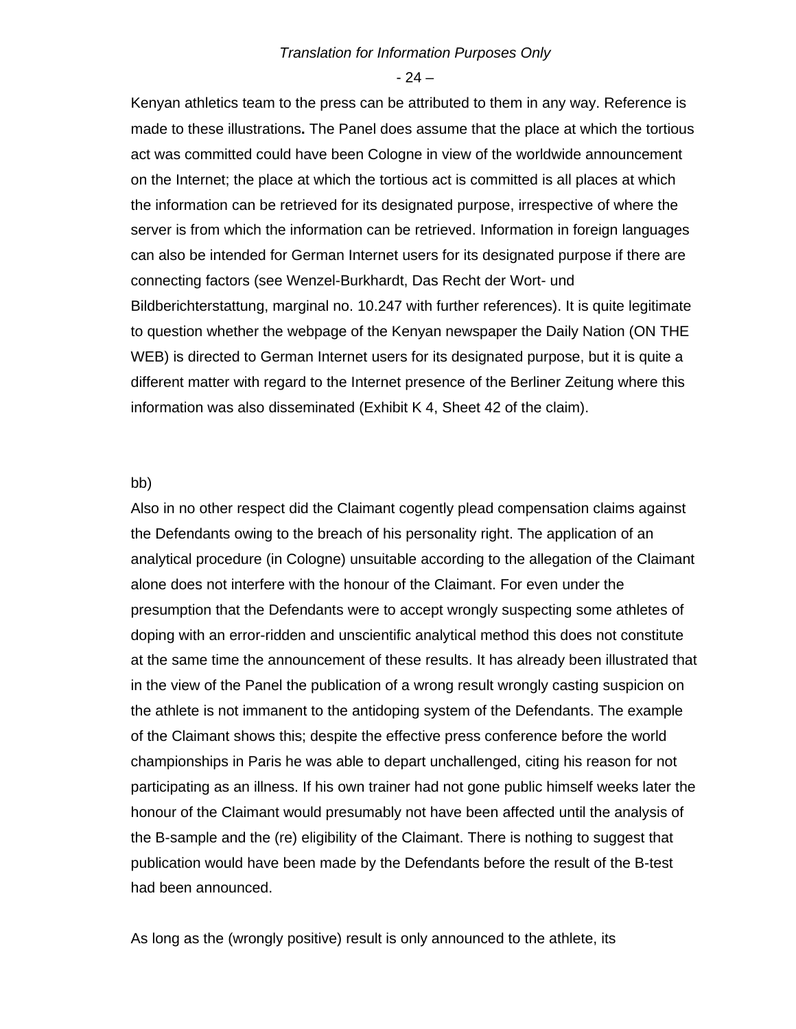Kenyan athletics team to the press can be attributed to them in any way. Reference is made to these illustrations**.** The Panel does assume that the place at which the tortious act was committed could have been Cologne in view of the worldwide announcement on the Internet; the place at which the tortious act is committed is all places at which the information can be retrieved for its designated purpose, irrespective of where the server is from which the information can be retrieved. Information in foreign languages can also be intended for German Internet users for its designated purpose if there are connecting factors (see Wenzel-Burkhardt, Das Recht der Wort- und Bildberichterstattung, marginal no. 10.247 with further references). It is quite legitimate to question whether the webpage of the Kenyan newspaper the Daily Nation (ON THE WEB) is directed to German Internet users for its designated purpose, but it is quite a different matter with regard to the Internet presence of the Berliner Zeitung where this information was also disseminated (Exhibit K 4, Sheet 42 of the claim).

bb)

Also in no other respect did the Claimant cogently plead compensation claims against the Defendants owing to the breach of his personality right. The application of an analytical procedure (in Cologne) unsuitable according to the allegation of the Claimant alone does not interfere with the honour of the Claimant. For even under the presumption that the Defendants were to accept wrongly suspecting some athletes of doping with an error-ridden and unscientific analytical method this does not constitute at the same time the announcement of these results. It has already been illustrated that in the view of the Panel the publication of a wrong result wrongly casting suspicion on the athlete is not immanent to the antidoping system of the Defendants. The example of the Claimant shows this; despite the effective press conference before the world championships in Paris he was able to depart unchallenged, citing his reason for not participating as an illness. If his own trainer had not gone public himself weeks later the honour of the Claimant would presumably not have been affected until the analysis of the B-sample and the (re) eligibility of the Claimant. There is nothing to suggest that publication would have been made by the Defendants before the result of the B-test had been announced.

As long as the (wrongly positive) result is only announced to the athlete, its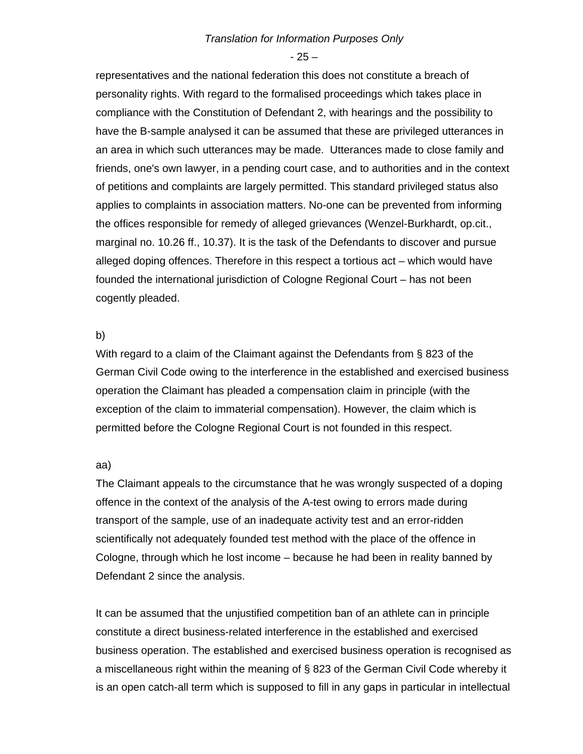representatives and the national federation this does not constitute a breach of personality rights. With regard to the formalised proceedings which takes place in compliance with the Constitution of Defendant 2, with hearings and the possibility to have the B-sample analysed it can be assumed that these are privileged utterances in an area in which such utterances may be made. Utterances made to close family and friends, one's own lawyer, in a pending court case, and to authorities and in the context of petitions and complaints are largely permitted. This standard privileged status also applies to complaints in association matters. No-one can be prevented from informing the offices responsible for remedy of alleged grievances (Wenzel-Burkhardt, op.cit., marginal no. 10.26 ff., 10.37). It is the task of the Defendants to discover and pursue alleged doping offences. Therefore in this respect a tortious act – which would have founded the international jurisdiction of Cologne Regional Court – has not been cogently pleaded.

b)

With regard to a claim of the Claimant against the Defendants from § 823 of the German Civil Code owing to the interference in the established and exercised business operation the Claimant has pleaded a compensation claim in principle (with the exception of the claim to immaterial compensation). However, the claim which is permitted before the Cologne Regional Court is not founded in this respect.

aa)

The Claimant appeals to the circumstance that he was wrongly suspected of a doping offence in the context of the analysis of the A-test owing to errors made during transport of the sample, use of an inadequate activity test and an error-ridden scientifically not adequately founded test method with the place of the offence in Cologne, through which he lost income – because he had been in reality banned by Defendant 2 since the analysis.

It can be assumed that the unjustified competition ban of an athlete can in principle constitute a direct business-related interference in the established and exercised business operation. The established and exercised business operation is recognised as a miscellaneous right within the meaning of § 823 of the German Civil Code whereby it is an open catch-all term which is supposed to fill in any gaps in particular in intellectual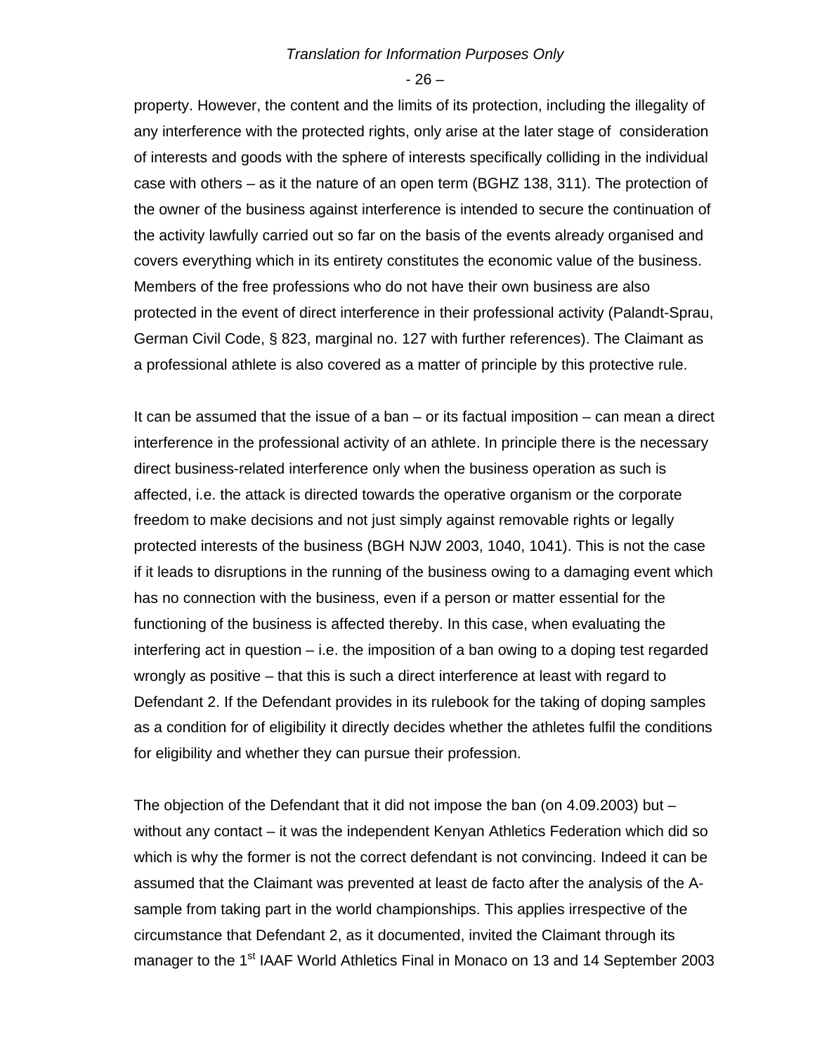property. However, the content and the limits of its protection, including the illegality of any interference with the protected rights, only arise at the later stage of consideration of interests and goods with the sphere of interests specifically colliding in the individual case with others – as it the nature of an open term (BGHZ 138, 311). The protection of the owner of the business against interference is intended to secure the continuation of the activity lawfully carried out so far on the basis of the events already organised and covers everything which in its entirety constitutes the economic value of the business. Members of the free professions who do not have their own business are also protected in the event of direct interference in their professional activity (Palandt-Sprau, German Civil Code, § 823, marginal no. 127 with further references). The Claimant as a professional athlete is also covered as a matter of principle by this protective rule.

It can be assumed that the issue of a ban – or its factual imposition – can mean a direct interference in the professional activity of an athlete. In principle there is the necessary direct business-related interference only when the business operation as such is affected, i.e. the attack is directed towards the operative organism or the corporate freedom to make decisions and not just simply against removable rights or legally protected interests of the business (BGH NJW 2003, 1040, 1041). This is not the case if it leads to disruptions in the running of the business owing to a damaging event which has no connection with the business, even if a person or matter essential for the functioning of the business is affected thereby. In this case, when evaluating the interfering act in question – i.e. the imposition of a ban owing to a doping test regarded wrongly as positive – that this is such a direct interference at least with regard to Defendant 2. If the Defendant provides in its rulebook for the taking of doping samples as a condition for of eligibility it directly decides whether the athletes fulfil the conditions for eligibility and whether they can pursue their profession.

The objection of the Defendant that it did not impose the ban (on 4.09.2003) but – without any contact – it was the independent Kenyan Athletics Federation which did so which is why the former is not the correct defendant is not convincing. Indeed it can be assumed that the Claimant was prevented at least de facto after the analysis of the A-sample from taking part in the world championships. This applies irrespective of the circumstance that Defendant 2, as it documented, invited the Claimant through its manager to the 1st IAAF World Athletics Final in Monaco on 13 and 14 September 2003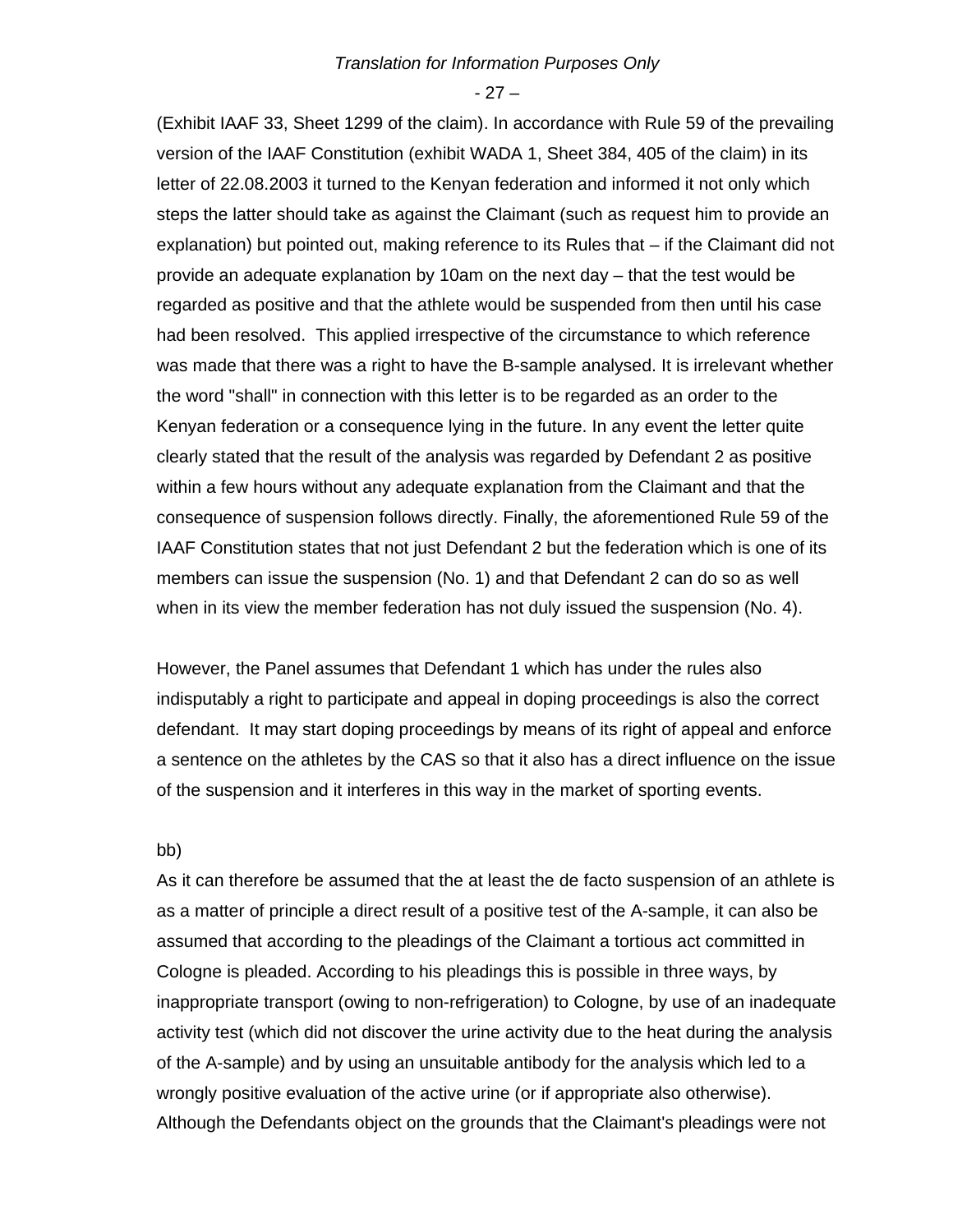(Exhibit IAAF 33, Sheet 1299 of the claim). In accordance with Rule 59 of the prevailing version of the IAAF Constitution (exhibit WADA 1, Sheet 384, 405 of the claim) in its letter of 22.08.2003 it turned to the Kenyan federation and informed it not only which steps the latter should take as against the Claimant (such as request him to provide an explanation) but pointed out, making reference to its Rules that – if the Claimant did not provide an adequate explanation by 10am on the next day – that the test would be regarded as positive and that the athlete would be suspended from then until his case had been resolved. This applied irrespective of the circumstance to which reference was made that there was a right to have the B-sample analysed. It is irrelevant whether the word "shall" in connection with this letter is to be regarded as an order to the Kenyan federation or a consequence lying in the future. In any event the letter quite clearly stated that the result of the analysis was regarded by Defendant 2 as positive within a few hours without any adequate explanation from the Claimant and that the consequence of suspension follows directly. Finally, the aforementioned Rule 59 of the IAAF Constitution states that not just Defendant 2 but the federation which is one of its members can issue the suspension (No. 1) and that Defendant 2 can do so as well when in its view the member federation has not duly issued the suspension (No. 4).

However, the Panel assumes that Defendant 1 which has under the rules also indisputably a right to participate and appeal in doping proceedings is also the correct defendant. It may start doping proceedings by means of its right of appeal and enforce a sentence on the athletes by the CAS so that it also has a direct influence on the issue of the suspension and it interferes in this way in the market of sporting events.

bb)

As it can therefore be assumed that the at least the de facto suspension of an athlete is as a matter of principle a direct result of a positive test of the A-sample, it can also be assumed that according to the pleadings of the Claimant a tortious act committed in Cologne is pleaded. According to his pleadings this is possible in three ways, by inappropriate transport (owing to non-refrigeration) to Cologne, by use of an inadequate activity test (which did not discover the urine activity due to the heat during the analysis of the A-sample) and by using an unsuitable antibody for the analysis which led to a wrongly positive evaluation of the active urine (or if appropriate also otherwise). Although the Defendants object on the grounds that the Claimant's pleadings were not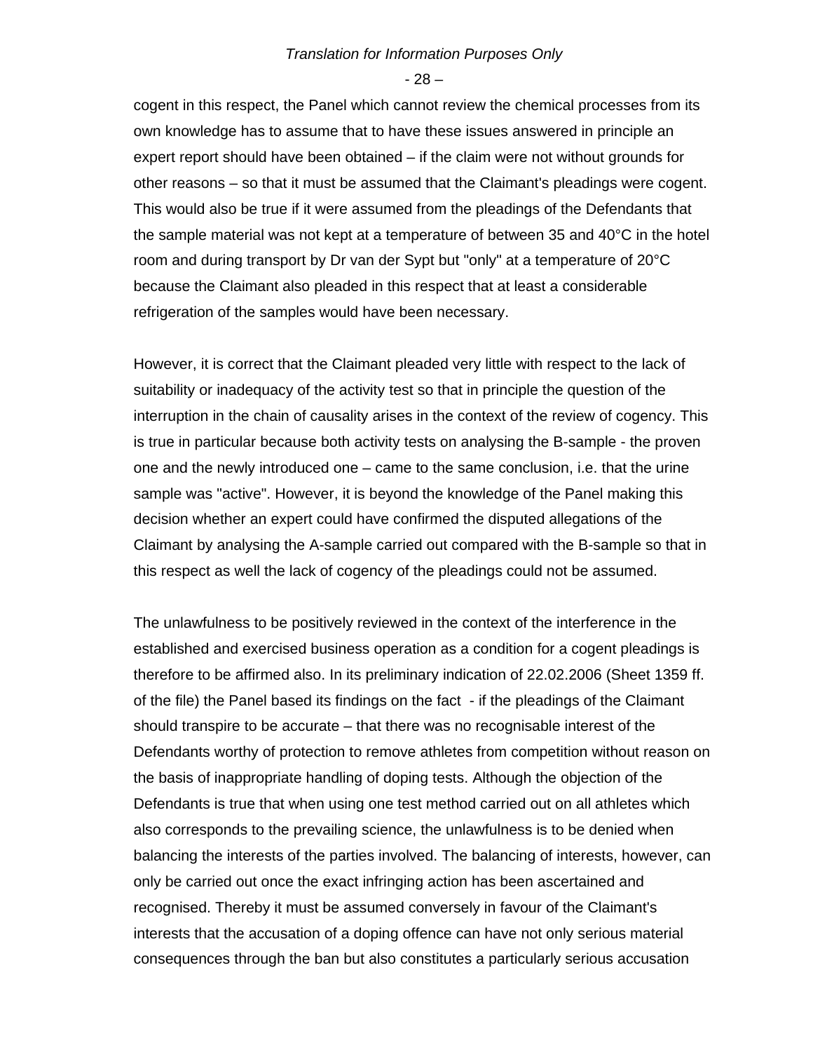cogent in this respect, the Panel which cannot review the chemical processes from its own knowledge has to assume that to have these issues answered in principle an expert report should have been obtained – if the claim were not without grounds for other reasons – so that it must be assumed that the Claimant's pleadings were cogent. This would also be true if it were assumed from the pleadings of the Defendants that the sample material was not kept at a temperature of between 35 and 40°C in the hotel room and during transport by Dr van der Sypt but "only" at a temperature of 20°C because the Claimant also pleaded in this respect that at least a considerable refrigeration of the samples would have been necessary.

However, it is correct that the Claimant pleaded very little with respect to the lack of suitability or inadequacy of the activity test so that in principle the question of the interruption in the chain of causality arises in the context of the review of cogency. This is true in particular because both activity tests on analysing the B-sample - the proven one and the newly introduced one – came to the same conclusion, i.e. that the urine sample was "active". However, it is beyond the knowledge of the Panel making this decision whether an expert could have confirmed the disputed allegations of the Claimant by analysing the A-sample carried out compared with the B-sample so that in this respect as well the lack of cogency of the pleadings could not be assumed.

The unlawfulness to be positively reviewed in the context of the interference in the established and exercised business operation as a condition for a cogent pleadings is therefore to be affirmed also. In its preliminary indication of 22.02.2006 (Sheet 1359 ff. of the file) the Panel based its findings on the fact - if the pleadings of the Claimant should transpire to be accurate – that there was no recognisable interest of the Defendants worthy of protection to remove athletes from competition without reason on the basis of inappropriate handling of doping tests. Although the objection of the Defendants is true that when using one test method carried out on all athletes which also corresponds to the prevailing science, the unlawfulness is to be denied when balancing the interests of the parties involved. The balancing of interests, however, can only be carried out once the exact infringing action has been ascertained and recognised. Thereby it must be assumed conversely in favour of the Claimant's interests that the accusation of a doping offence can have not only serious material consequences through the ban but also constitutes a particularly serious accusation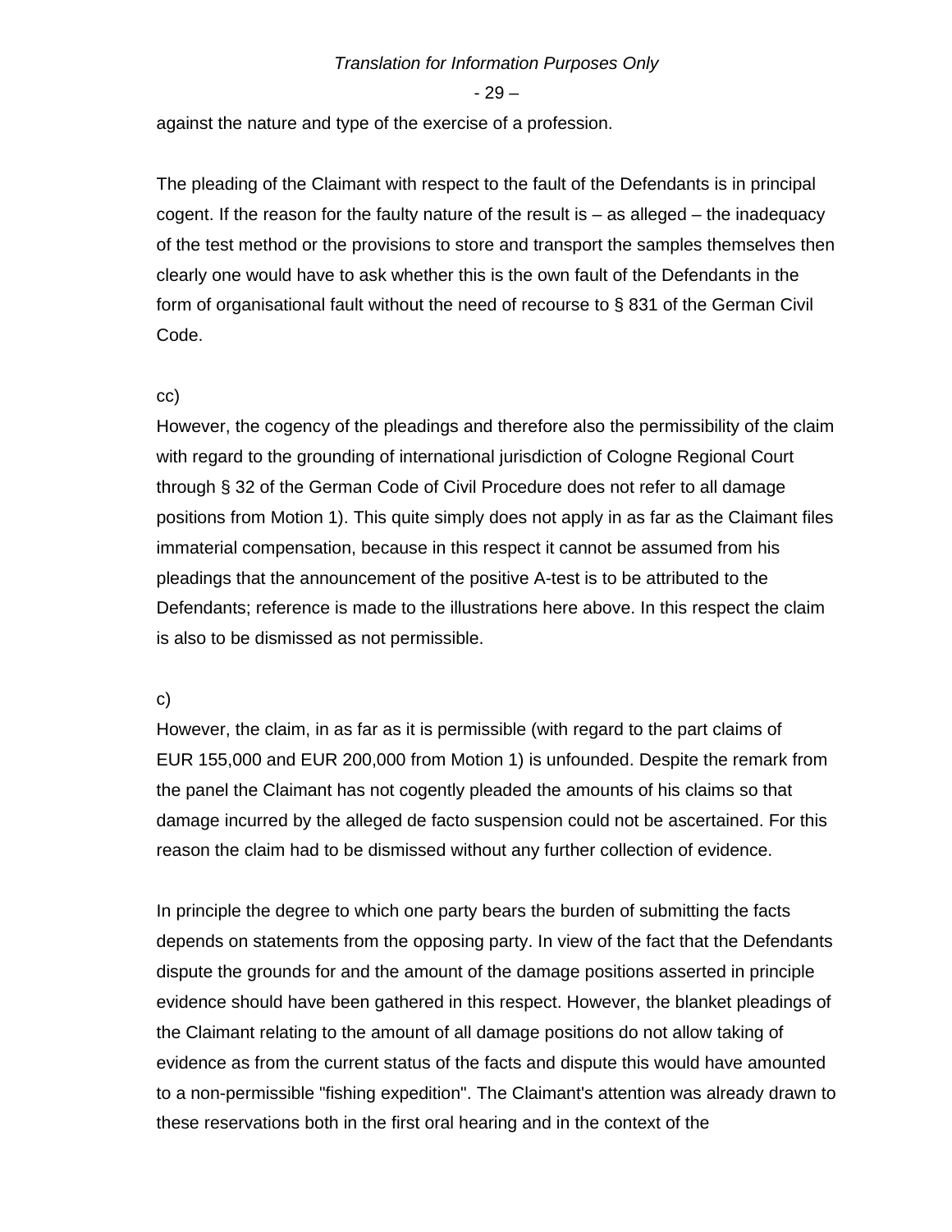against the nature and type of the exercise of a profession.

The pleading of the Claimant with respect to the fault of the Defendants is in principal cogent. If the reason for the faulty nature of the result is – as alleged – the inadequacy of the test method or the provisions to store and transport the samples themselves then clearly one would have to ask whether this is the own fault of the Defendants in the form of organisational fault without the need of recourse to § 831 of the German Civil Code.

cc)

However, the cogency of the pleadings and therefore also the permissibility of the claim with regard to the grounding of international jurisdiction of Cologne Regional Court through § 32 of the German Code of Civil Procedure does not refer to all damage positions from Motion 1). This quite simply does not apply in as far as the Claimant files immaterial compensation, because in this respect it cannot be assumed from his pleadings that the announcement of the positive A-test is to be attributed to the Defendants; reference is made to the illustrations here above. In this respect the claim is also to be dismissed as not permissible.

c)

However, the claim, in as far as it is permissible (with regard to the part claims of EUR 155,000 and EUR 200,000 from Motion 1) is unfounded. Despite the remark from the panel the Claimant has not cogently pleaded the amounts of his claims so that damage incurred by the alleged de facto suspension could not be ascertained. For this reason the claim had to be dismissed without any further collection of evidence.

In principle the degree to which one party bears the burden of submitting the facts depends on statements from the opposing party. In view of the fact that the Defendants dispute the grounds for and the amount of the damage positions asserted in principle evidence should have been gathered in this respect. However, the blanket pleadings of the Claimant relating to the amount of all damage positions do not allow taking of evidence as from the current status of the facts and dispute this would have amounted to a non-permissible "fishing expedition". The Claimant's attention was already drawn to these reservations both in the first oral hearing and in the context of the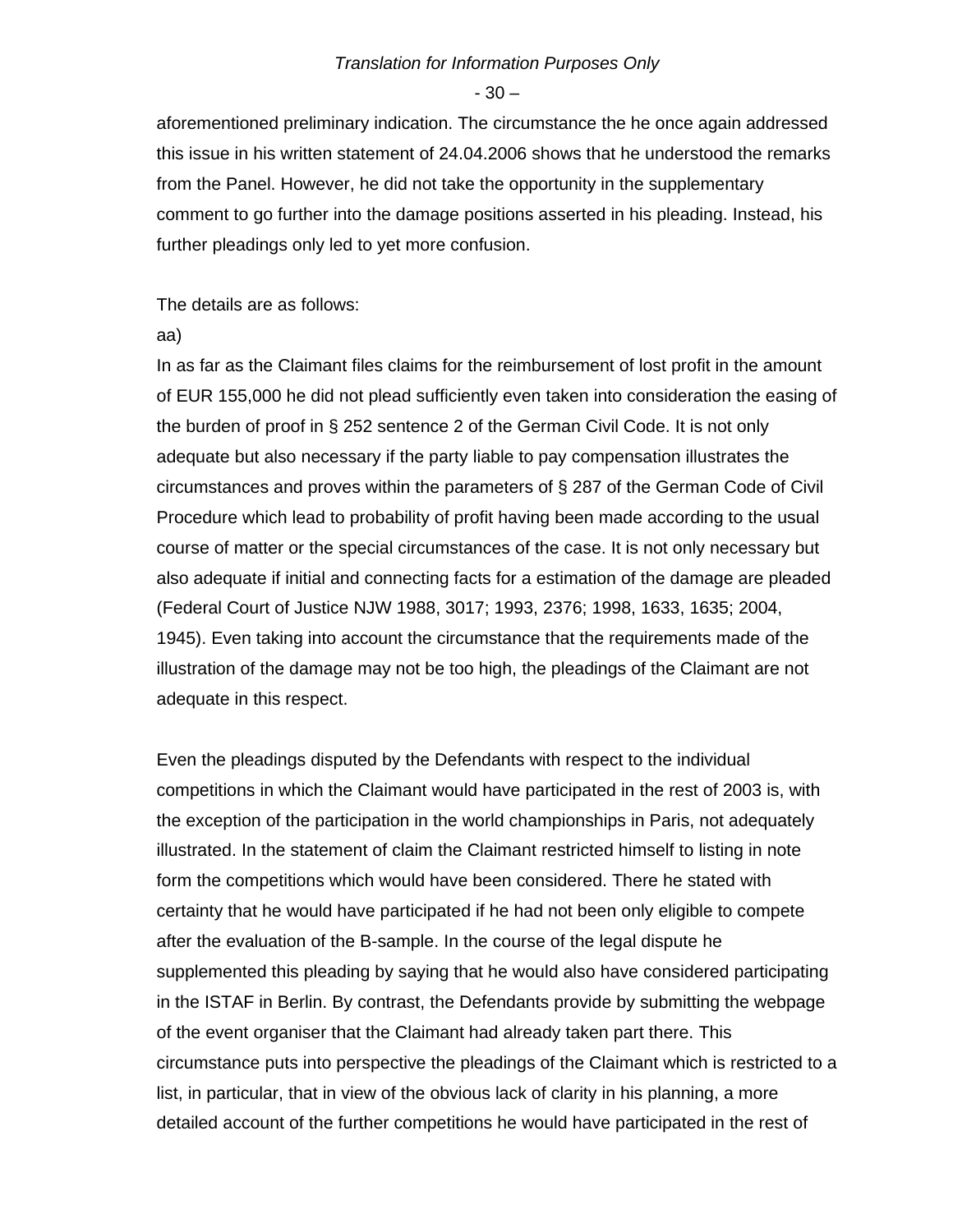aforementioned preliminary indication. The circumstance the he once again addressed this issue in his written statement of 24.04.2006 shows that he understood the remarks from the Panel. However, he did not take the opportunity in the supplementary comment to go further into the damage positions asserted in his pleading. Instead, his further pleadings only led to yet more confusion.

The details are as follows:

aa)

In as far as the Claimant files claims for the reimbursement of lost profit in the amount of EUR 155,000 he did not plead sufficiently even taken into consideration the easing of the burden of proof in § 252 sentence 2 of the German Civil Code. It is not only adequate but also necessary if the party liable to pay compensation illustrates the circumstances and proves within the parameters of § 287 of the German Code of Civil Procedure which lead to probability of profit having been made according to the usual course of matter or the special circumstances of the case. It is not only necessary but also adequate if initial and connecting facts for a estimation of the damage are pleaded (Federal Court of Justice NJW 1988, 3017; 1993, 2376; 1998, 1633, 1635; 2004, 1945). Even taking into account the circumstance that the requirements made of the illustration of the damage may not be too high, the pleadings of the Claimant are not adequate in this respect.

Even the pleadings disputed by the Defendants with respect to the individual competitions in which the Claimant would have participated in the rest of 2003 is, with the exception of the participation in the world championships in Paris, not adequately illustrated. In the statement of claim the Claimant restricted himself to listing in note form the competitions which would have been considered. There he stated with certainty that he would have participated if he had not been only eligible to compete after the evaluation of the B-sample. In the course of the legal dispute he supplemented this pleading by saying that he would also have considered participating in the ISTAF in Berlin. By contrast, the Defendants provide by submitting the webpage of the event organiser that the Claimant had already taken part there. This circumstance puts into perspective the pleadings of the Claimant which is restricted to a list, in particular, that in view of the obvious lack of clarity in his planning, a more detailed account of the further competitions he would have participated in the rest of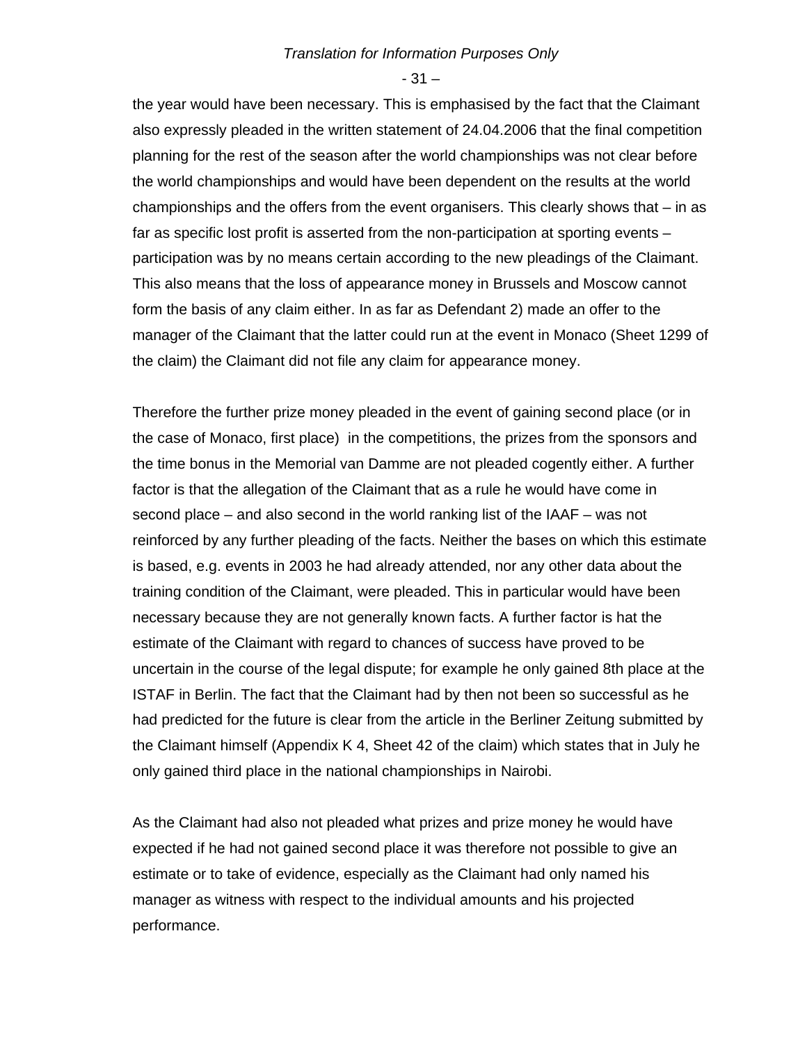the year would have been necessary. This is emphasised by the fact that the Claimant also expressly pleaded in the written statement of 24.04.2006 that the final competition planning for the rest of the season after the world championships was not clear before the world championships and would have been dependent on the results at the world championships and the offers from the event organisers. This clearly shows that – in as far as specific lost profit is asserted from the non-participation at sporting events – participation was by no means certain according to the new pleadings of the Claimant. This also means that the loss of appearance money in Brussels and Moscow cannot form the basis of any claim either. In as far as Defendant 2) made an offer to the manager of the Claimant that the latter could run at the event in Monaco (Sheet 1299 of the claim) the Claimant did not file any claim for appearance money.

Therefore the further prize money pleaded in the event of gaining second place (or in the case of Monaco, first place) in the competitions, the prizes from the sponsors and the time bonus in the Memorial van Damme are not pleaded cogently either. A further factor is that the allegation of the Claimant that as a rule he would have come in second place – and also second in the world ranking list of the IAAF – was not reinforced by any further pleading of the facts. Neither the bases on which this estimate is based, e.g. events in 2003 he had already attended, nor any other data about the training condition of the Claimant, were pleaded. This in particular would have been necessary because they are not generally known facts. A further factor is hat the estimate of the Claimant with regard to chances of success have proved to be uncertain in the course of the legal dispute; for example he only gained 8th place at the ISTAF in Berlin. The fact that the Claimant had by then not been so successful as he had predicted for the future is clear from the article in the Berliner Zeitung submitted by the Claimant himself (Appendix K 4, Sheet 42 of the claim) which states that in July he only gained third place in the national championships in Nairobi.

As the Claimant had also not pleaded what prizes and prize money he would have expected if he had not gained second place it was therefore not possible to give an estimate or to take of evidence, especially as the Claimant had only named his manager as witness with respect to the individual amounts and his projected performance.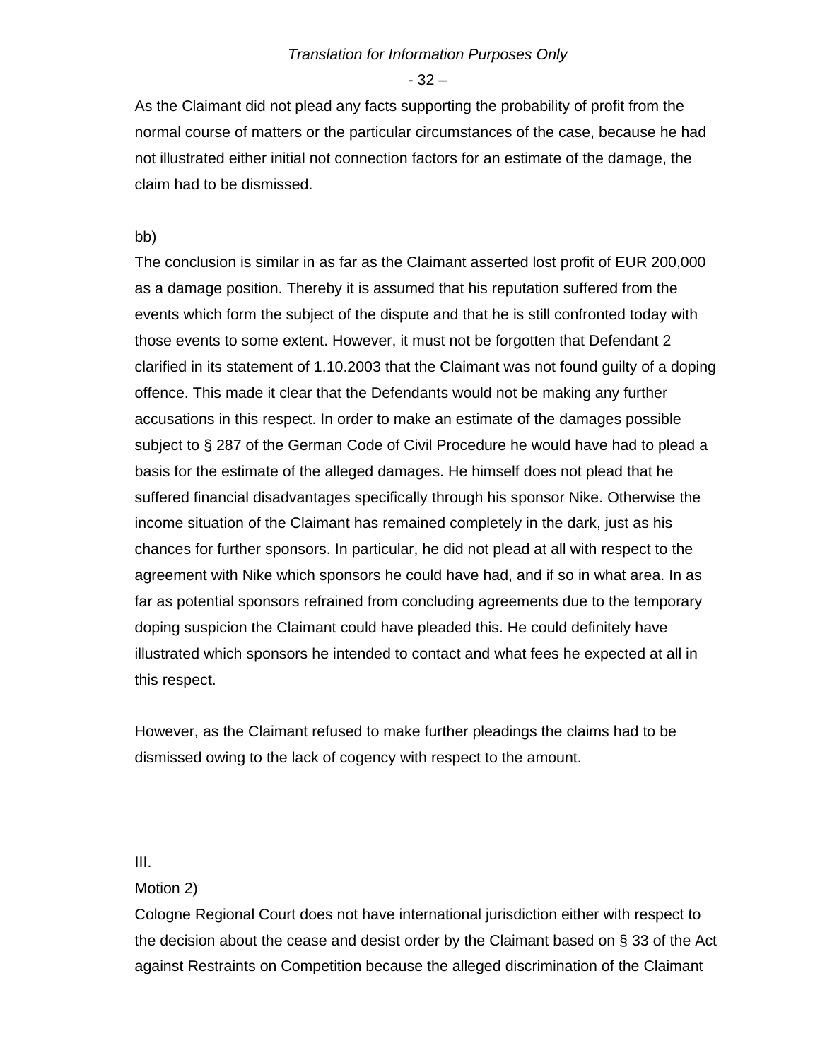As the Claimant did not plead any facts supporting the probability of profit from the normal course of matters or the particular circumstances of the case, because he had not illustrated either initial not connection factors for an estimate of the damage, the claim had to be dismissed.

bb)

The conclusion is similar in as far as the Claimant asserted lost profit of EUR 200,000 as a damage position. Thereby it is assumed that his reputation suffered from the events which form the subject of the dispute and that he is still confronted today with those events to some extent. However, it must not be forgotten that Defendant 2 clarified in its statement of 1.10.2003 that the Claimant was not found guilty of a doping offence. This made it clear that the Defendants would not be making any further accusations in this respect. In order to make an estimate of the damages possible subject to § 287 of the German Code of Civil Procedure he would have had to plead a basis for the estimate of the alleged damages. He himself does not plead that he suffered financial disadvantages specifically through his sponsor Nike. Otherwise the income situation of the Claimant has remained completely in the dark, just as his chances for further sponsors. In particular, he did not plead at all with respect to the agreement with Nike which sponsors he could have had, and if so in what area. In as far as potential sponsors refrained from concluding agreements due to the temporary doping suspicion the Claimant could have pleaded this. He could definitely have illustrated which sponsors he intended to contact and what fees he expected at all in this respect.

However, as the Claimant refused to make further pleadings the claims had to be dismissed owing to the lack of cogency with respect to the amount.

III.

Motion 2)

Cologne Regional Court does not have international jurisdiction either with respect to the decision about the cease and desist order by the Claimant based on § 33 of the Act against Restraints on Competition because the alleged discrimination of the Claimant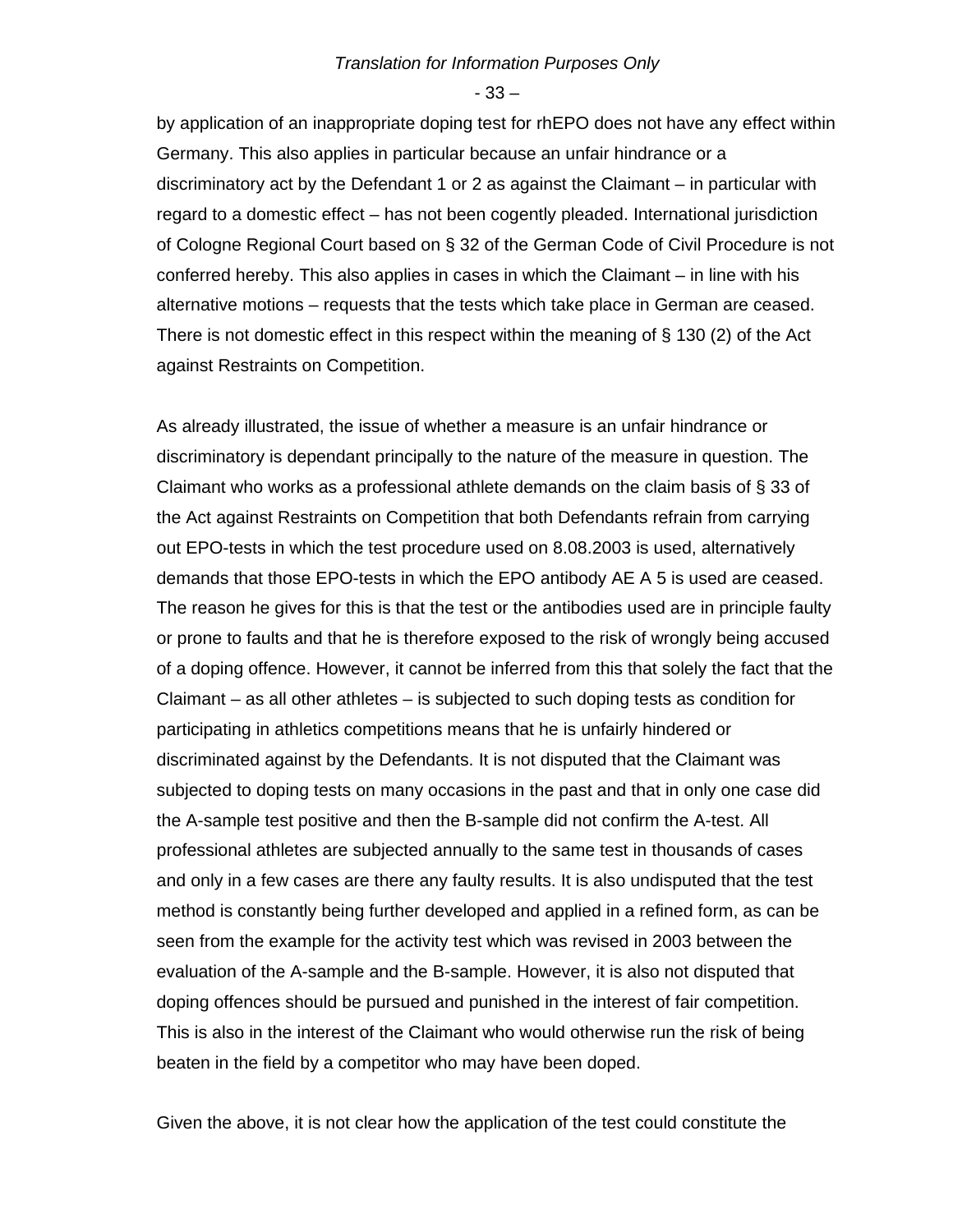by application of an inappropriate doping test for rhEPO does not have any effect within Germany. This also applies in particular because an unfair hindrance or a discriminatory act by the Defendant 1 or 2 as against the Claimant – in particular with regard to a domestic effect – has not been cogently pleaded. International jurisdiction of Cologne Regional Court based on § 32 of the German Code of Civil Procedure is not conferred hereby. This also applies in cases in which the Claimant – in line with his alternative motions – requests that the tests which take place in German are ceased. There is not domestic effect in this respect within the meaning of § 130 (2) of the Act against Restraints on Competition.

As already illustrated, the issue of whether a measure is an unfair hindrance or discriminatory is dependant principally to the nature of the measure in question. The Claimant who works as a professional athlete demands on the claim basis of § 33 of the Act against Restraints on Competition that both Defendants refrain from carrying out EPO-tests in which the test procedure used on 8.08.2003 is used, alternatively demands that those EPO-tests in which the EPO antibody AE A 5 is used are ceased. The reason he gives for this is that the test or the antibodies used are in principle faulty or prone to faults and that he is therefore exposed to the risk of wrongly being accused of a doping offence. However, it cannot be inferred from this that solely the fact that the Claimant – as all other athletes – is subjected to such doping tests as condition for participating in athletics competitions means that he is unfairly hindered or discriminated against by the Defendants. It is not disputed that the Claimant was subjected to doping tests on many occasions in the past and that in only one case did the A-sample test positive and then the B-sample did not confirm the A-test. All professional athletes are subjected annually to the same test in thousands of cases and only in a few cases are there any faulty results. It is also undisputed that the test method is constantly being further developed and applied in a refined form, as can be seen from the example for the activity test which was revised in 2003 between the evaluation of the A-sample and the B-sample. However, it is also not disputed that doping offences should be pursued and punished in the interest of fair competition. This is also in the interest of the Claimant who would otherwise run the risk of being beaten in the field by a competitor who may have been doped.

Given the above, it is not clear how the application of the test could constitute the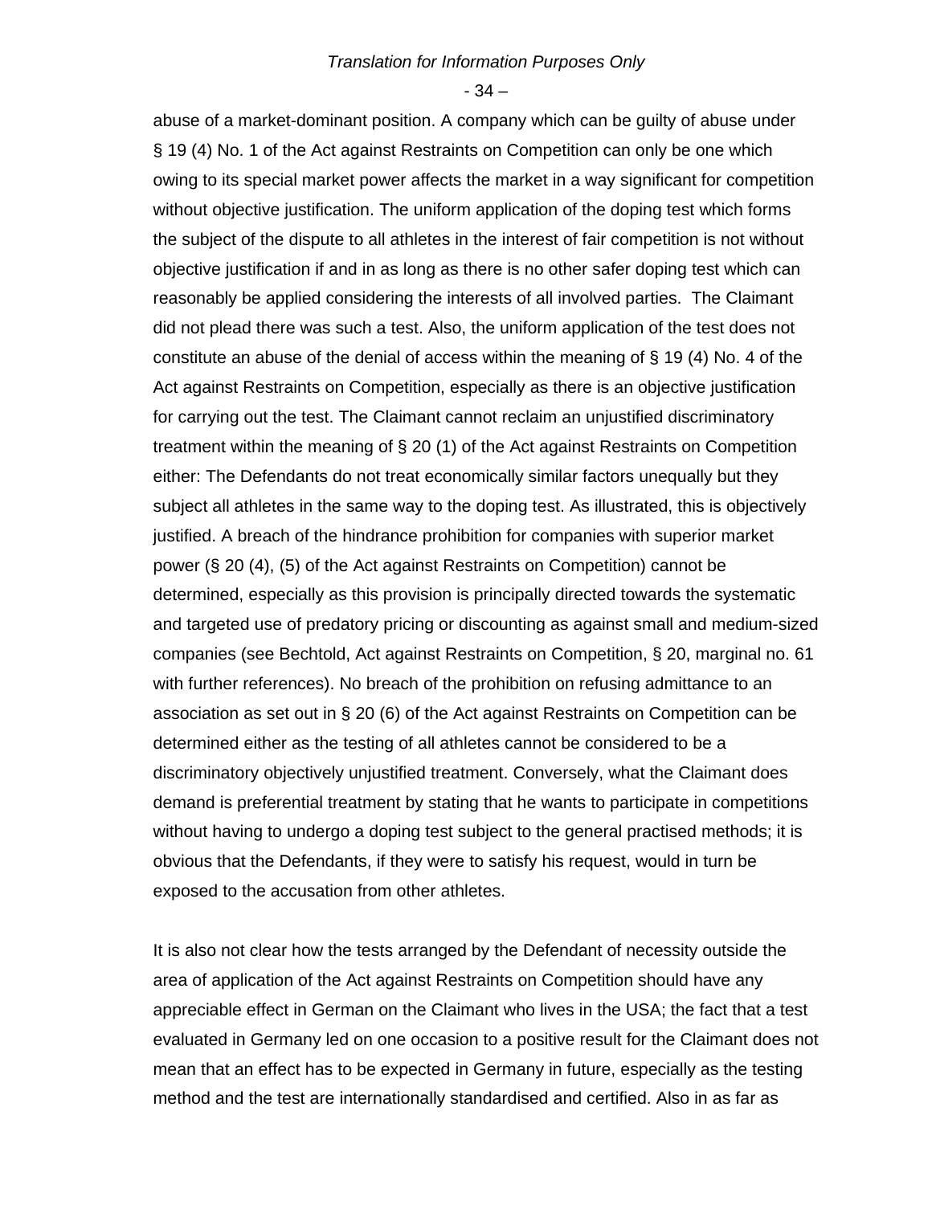abuse of a market-dominant position. A company which can be guilty of abuse under § 19 (4) No. 1 of the Act against Restraints on Competition can only be one which owing to its special market power affects the market in a way significant for competition without objective justification. The uniform application of the doping test which forms the subject of the dispute to all athletes in the interest of fair competition is not without objective justification if and in as long as there is no other safer doping test which can reasonably be applied considering the interests of all involved parties. The Claimant did not plead there was such a test. Also, the uniform application of the test does not constitute an abuse of the denial of access within the meaning of § 19 (4) No. 4 of the Act against Restraints on Competition, especially as there is an objective justification for carrying out the test. The Claimant cannot reclaim an unjustified discriminatory treatment within the meaning of § 20 (1) of the Act against Restraints on Competition either: The Defendants do not treat economically similar factors unequally but they subject all athletes in the same way to the doping test. As illustrated, this is objectively justified. A breach of the hindrance prohibition for companies with superior market power (§ 20 (4), (5) of the Act against Restraints on Competition) cannot be determined, especially as this provision is principally directed towards the systematic and targeted use of predatory pricing or discounting as against small and medium-sized companies (see Bechtold, Act against Restraints on Competition, § 20, marginal no. 61 with further references). No breach of the prohibition on refusing admittance to an association as set out in § 20 (6) of the Act against Restraints on Competition can be determined either as the testing of all athletes cannot be considered to be a discriminatory objectively unjustified treatment. Conversely, what the Claimant does demand is preferential treatment by stating that he wants to participate in competitions without having to undergo a doping test subject to the general practised methods; it is obvious that the Defendants, if they were to satisfy his request, would in turn be exposed to the accusation from other athletes.

It is also not clear how the tests arranged by the Defendant of necessity outside the area of application of the Act against Restraints on Competition should have any appreciable effect in German on the Claimant who lives in the USA; the fact that a test evaluated in Germany led on one occasion to a positive result for the Claimant does not mean that an effect has to be expected in Germany in future, especially as the testing method and the test are internationally standardised and certified. Also in as far as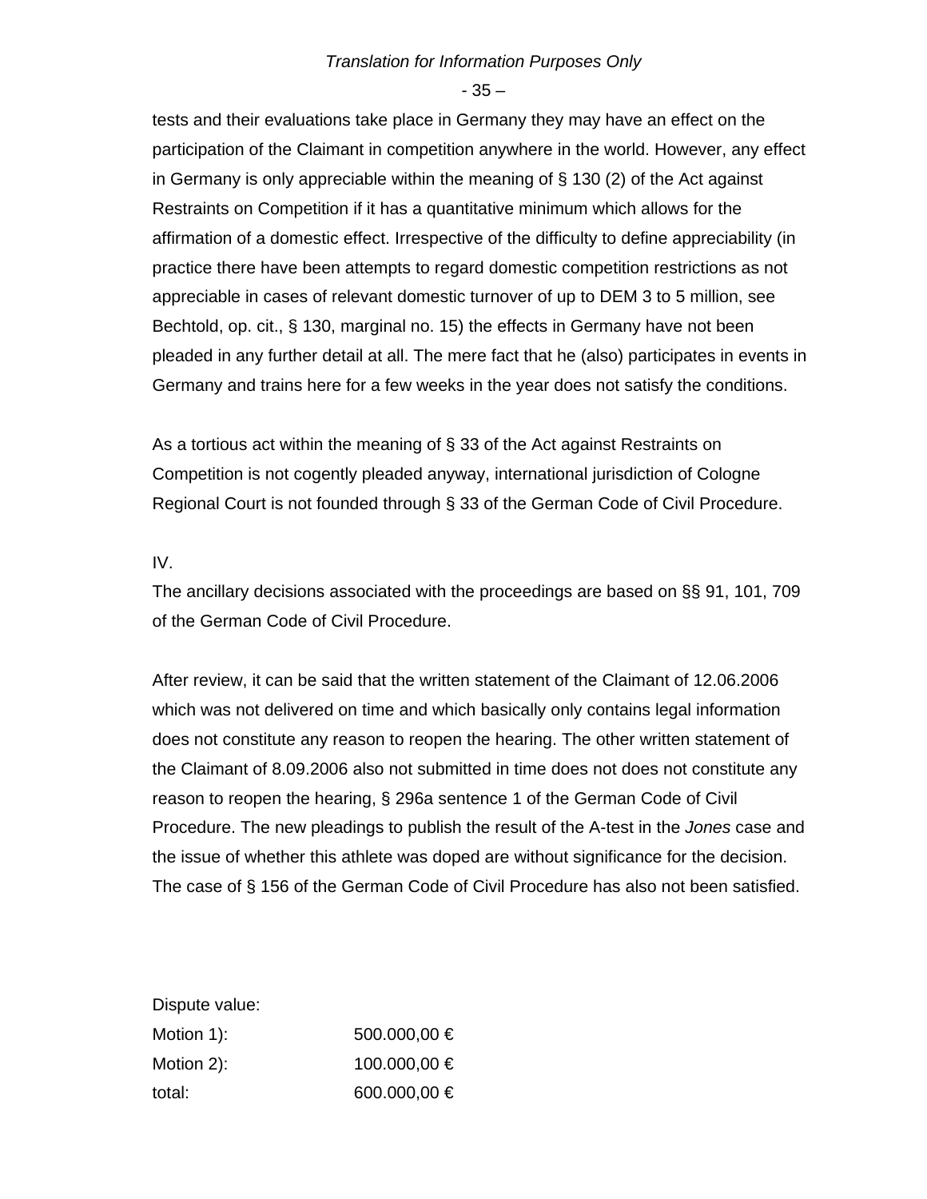tests and their evaluations take place in Germany they may have an effect on the participation of the Claimant in competition anywhere in the world. However, any effect in Germany is only appreciable within the meaning of § 130 (2) of the Act against Restraints on Competition if it has a quantitative minimum which allows for the affirmation of a domestic effect. Irrespective of the difficulty to define appreciability (in practice there have been attempts to regard domestic competition restrictions as not appreciable in cases of relevant domestic turnover of up to DEM 3 to 5 million, see Bechtold, op. cit., § 130, marginal no. 15) the effects in Germany have not been pleaded in any further detail at all. The mere fact that he (also) participates in events in Germany and trains here for a few weeks in the year does not satisfy the conditions.

As a tortious act within the meaning of § 33 of the Act against Restraints on Competition is not cogently pleaded anyway, international jurisdiction of Cologne Regional Court is not founded through § 33 of the German Code of Civil Procedure.

IV.

The ancillary decisions associated with the proceedings are based on §§ 91, 101, 709 of the German Code of Civil Procedure.

After review, it can be said that the written statement of the Claimant of 12.06.2006 which was not delivered on time and which basically only contains legal information does not constitute any reason to reopen the hearing. The other written statement of the Claimant of 8.09.2006 also not submitted in time does not does not constitute any reason to reopen the hearing, § 296a sentence 1 of the German Code of Civil Procedure. The new pleadings to publish the result of the A-test in the *Jones* case and the issue of whether this athlete was doped are without significance for the decision. The case of § 156 of the German Code of Civil Procedure has also not been satisfied.

Dispute value:

| | |
|---|---|
| Motion 1): | 500.000,00 € |
| Motion 2): | 100.000,00 € |
| total: | 600.000,00 € |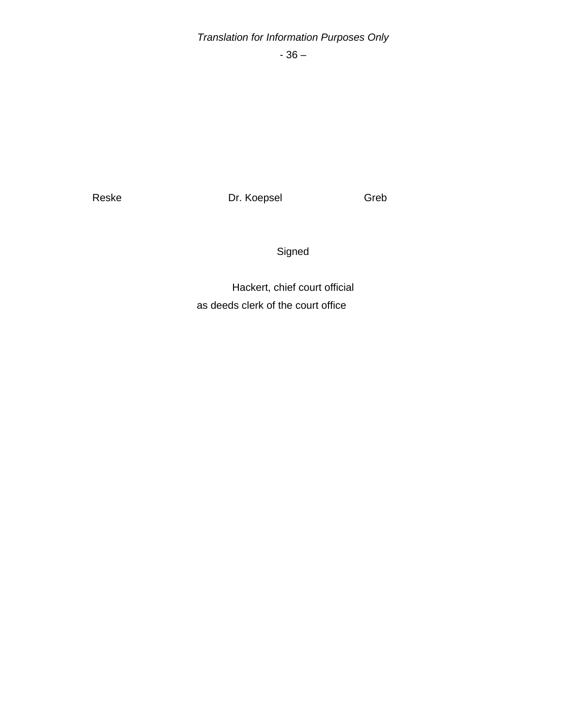Reske Dr. Koepsel Greb

Signed

Hackert, chief court official
as deeds clerk of the court office